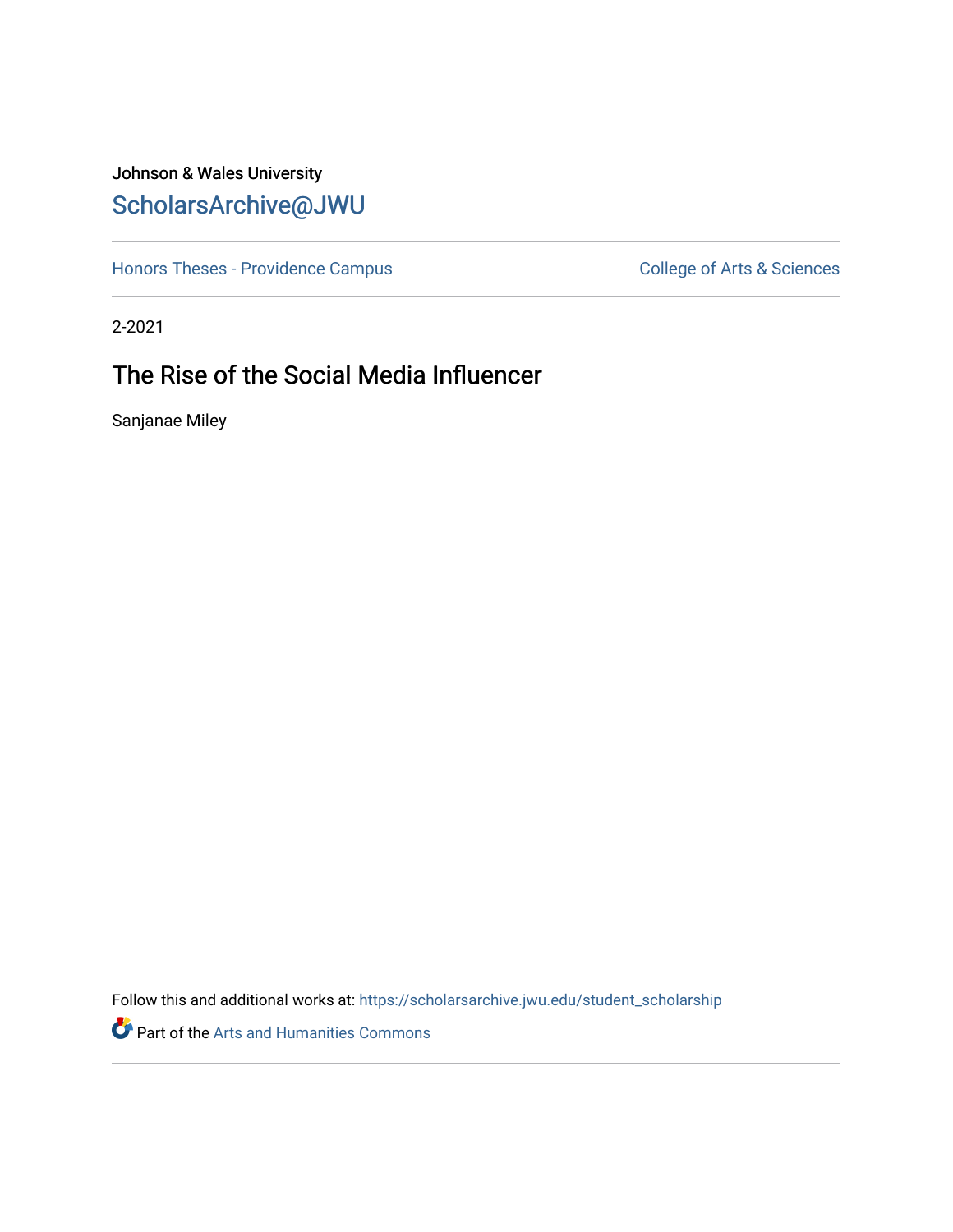Johnson & Wales University

ScholarsArchive@JWU

Honors Theses - Providence Campus

College of Arts & Sciences

2-2021

# The Rise of the Social Media Influencer

Sanjanae Miley

Follow this and additional works at: https://scholarsarchive.jwu.edu/student_scholarship

Part of the Arts and Humanities Commons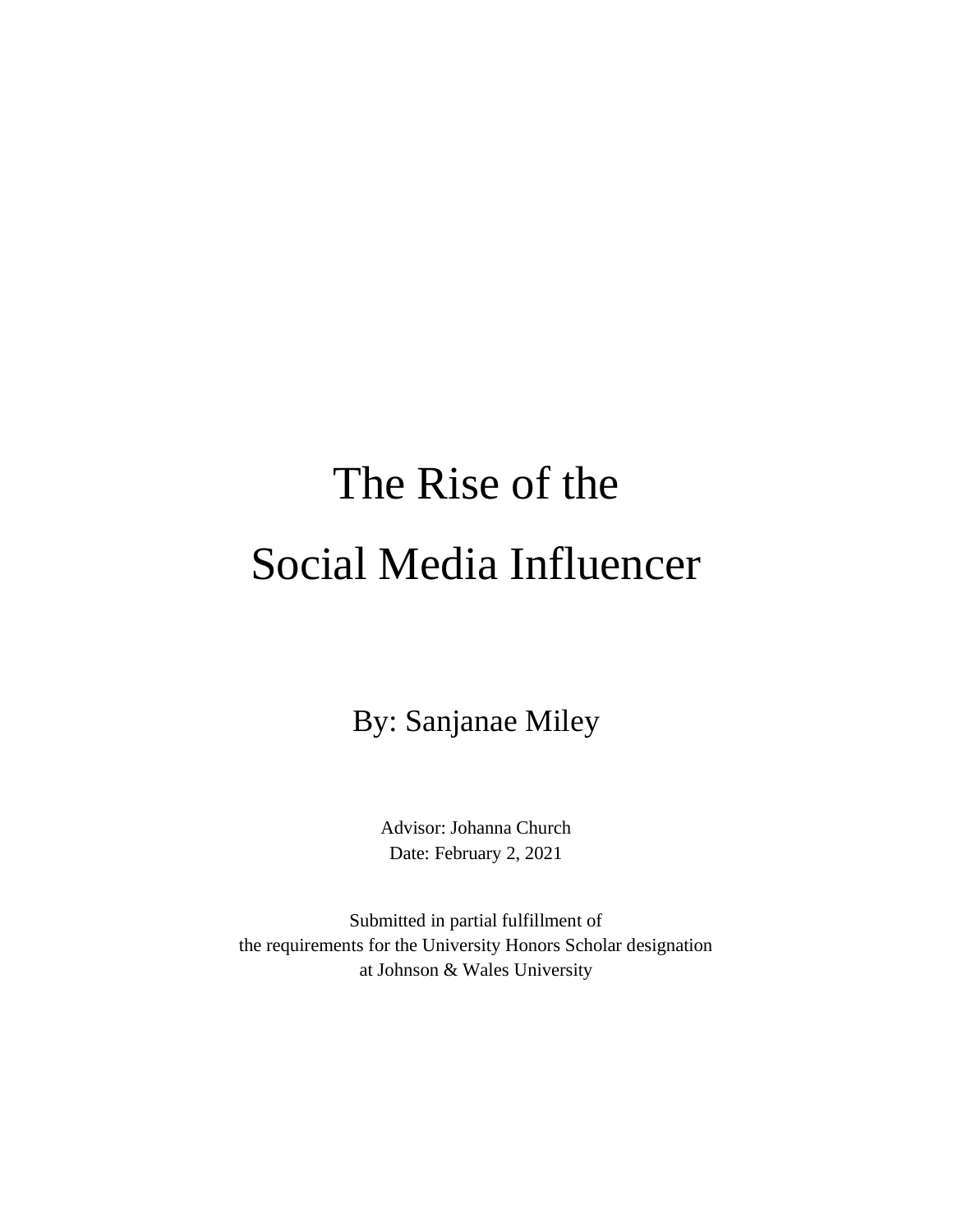# The Rise of the Social Media Influencer

By: Sanjanae Miley

Advisor: Johanna Church
Date: February 2, 2021

Submitted in partial fulfillment of
the requirements for the University Honors Scholar designation
at Johnson & Wales University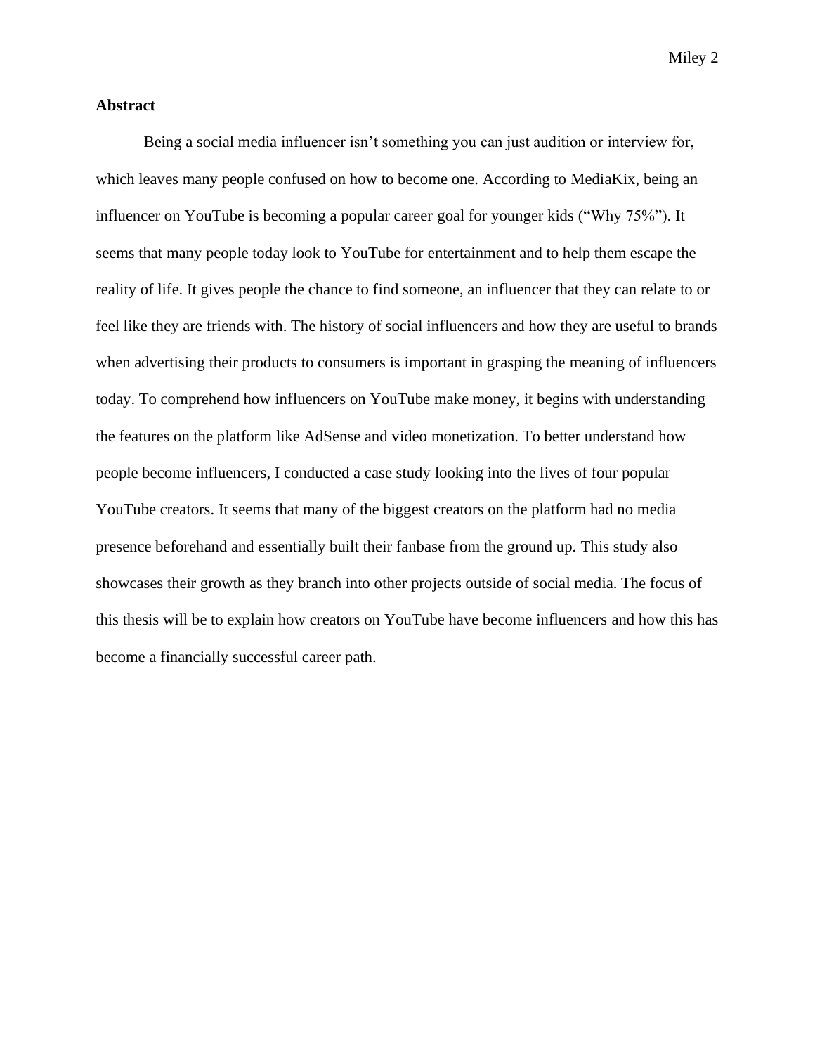## Abstract

Being a social media influencer isn't something you can just audition or interview for, which leaves many people confused on how to become one. According to MediaKix, being an influencer on YouTube is becoming a popular career goal for younger kids ("Why 75%"). It seems that many people today look to YouTube for entertainment and to help them escape the reality of life. It gives people the chance to find someone, an influencer that they can relate to or feel like they are friends with. The history of social influencers and how they are useful to brands when advertising their products to consumers is important in grasping the meaning of influencers today. To comprehend how influencers on YouTube make money, it begins with understanding the features on the platform like AdSense and video monetization. To better understand how people become influencers, I conducted a case study looking into the lives of four popular YouTube creators. It seems that many of the biggest creators on the platform had no media presence beforehand and essentially built their fanbase from the ground up. This study also showcases their growth as they branch into other projects outside of social media. The focus of this thesis will be to explain how creators on YouTube have become influencers and how this has become a financially successful career path.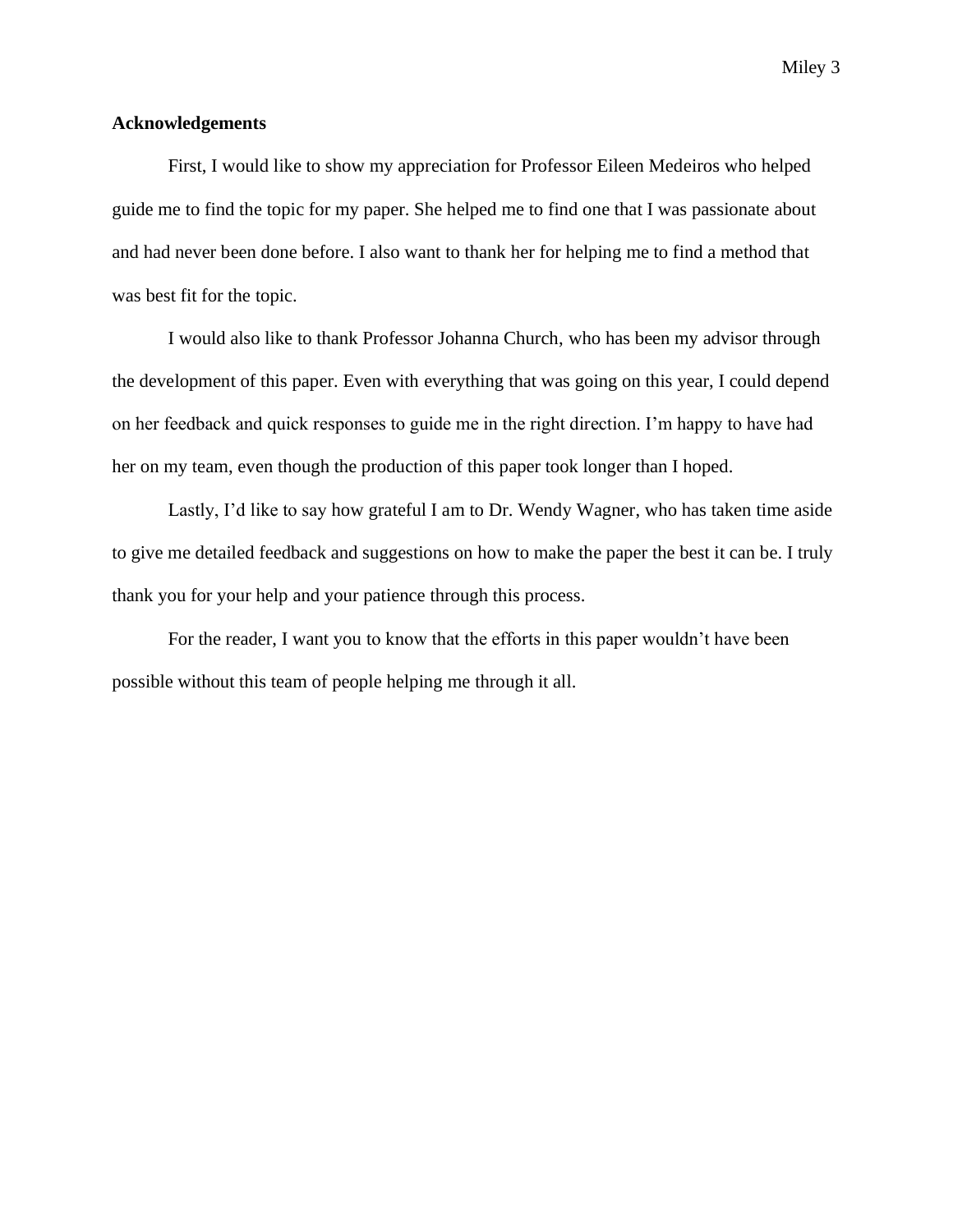## Acknowledgements

First, I would like to show my appreciation for Professor Eileen Medeiros who helped guide me to find the topic for my paper. She helped me to find one that I was passionate about and had never been done before. I also want to thank her for helping me to find a method that was best fit for the topic.

I would also like to thank Professor Johanna Church, who has been my advisor through the development of this paper. Even with everything that was going on this year, I could depend on her feedback and quick responses to guide me in the right direction. I'm happy to have had her on my team, even though the production of this paper took longer than I hoped.

Lastly, I'd like to say how grateful I am to Dr. Wendy Wagner, who has taken time aside to give me detailed feedback and suggestions on how to make the paper the best it can be. I truly thank you for your help and your patience through this process.

For the reader, I want you to know that the efforts in this paper wouldn't have been possible without this team of people helping me through it all.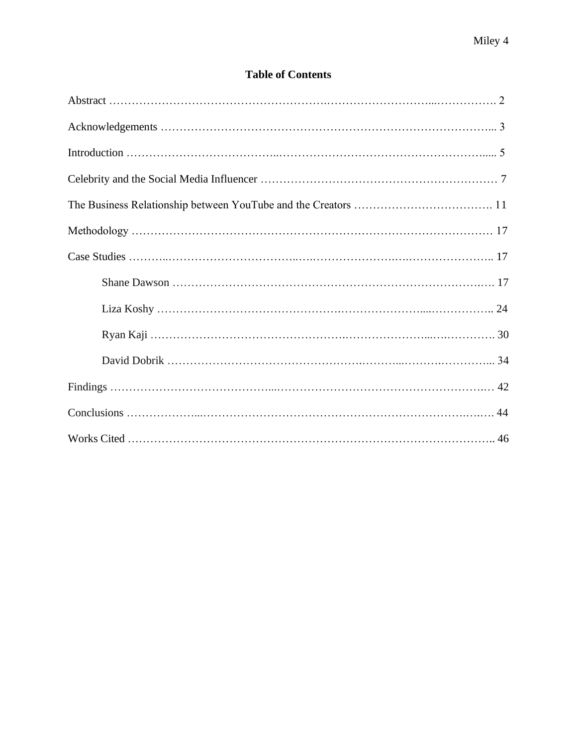## Table of Contents

Abstract ………………………………………………………………………………………… 2

Acknowledgements ………………………………………………………………………………… 3

Introduction ………………………………………………………………………………………… 5

Celebrity and the Social Media Influencer ………………………………………………………… 7

The Business Relationship between YouTube and the Creators ………………………………. 11

Methodology ………………………………………………………………………………………… 17

Case Studies ………………………………………………………………………………………… 17

- Shane Dawson ……………………………………………………………………………… 17
- Liza Koshy ………………………………………………………………………………… 24
- Ryan Kaji …………………………………………………………………………………… 30
- David Dobrik ………………………………………………………………………………… 34

Findings …………………………………………………………………………………………… 42

Conclusions ………………………………………………………………………………………… 44

Works Cited ………………………………………………………………………………………… 46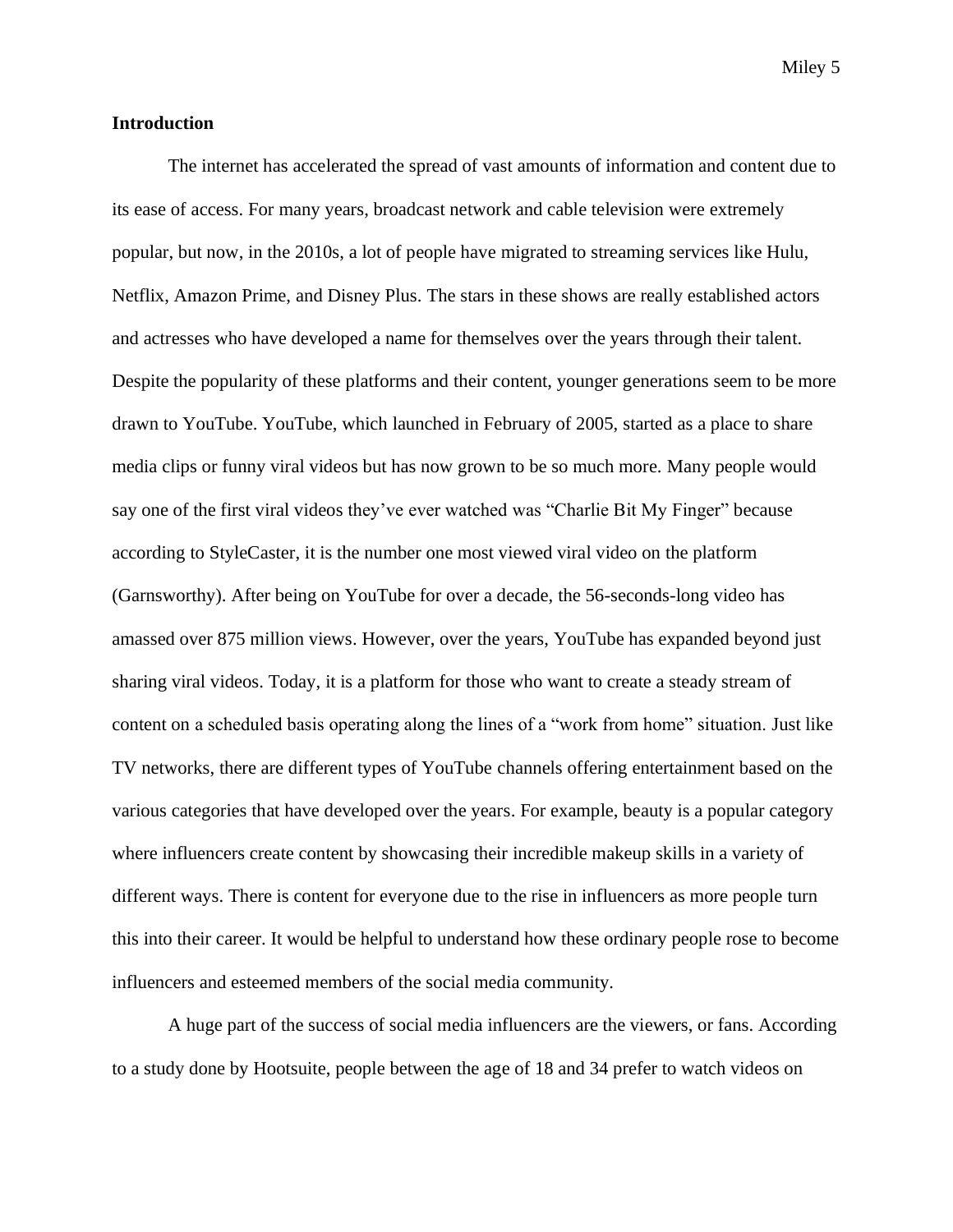## Introduction

The internet has accelerated the spread of vast amounts of information and content due to its ease of access. For many years, broadcast network and cable television were extremely popular, but now, in the 2010s, a lot of people have migrated to streaming services like Hulu, Netflix, Amazon Prime, and Disney Plus. The stars in these shows are really established actors and actresses who have developed a name for themselves over the years through their talent. Despite the popularity of these platforms and their content, younger generations seem to be more drawn to YouTube. YouTube, which launched in February of 2005, started as a place to share media clips or funny viral videos but has now grown to be so much more. Many people would say one of the first viral videos they've ever watched was "Charlie Bit My Finger" because according to StyleCaster, it is the number one most viewed viral video on the platform (Garnsworthy). After being on YouTube for over a decade, the 56-seconds-long video has amassed over 875 million views. However, over the years, YouTube has expanded beyond just sharing viral videos. Today, it is a platform for those who want to create a steady stream of content on a scheduled basis operating along the lines of a "work from home" situation. Just like TV networks, there are different types of YouTube channels offering entertainment based on the various categories that have developed over the years. For example, beauty is a popular category where influencers create content by showcasing their incredible makeup skills in a variety of different ways. There is content for everyone due to the rise in influencers as more people turn this into their career. It would be helpful to understand how these ordinary people rose to become influencers and esteemed members of the social media community.

A huge part of the success of social media influencers are the viewers, or fans. According to a study done by Hootsuite, people between the age of 18 and 34 prefer to watch videos on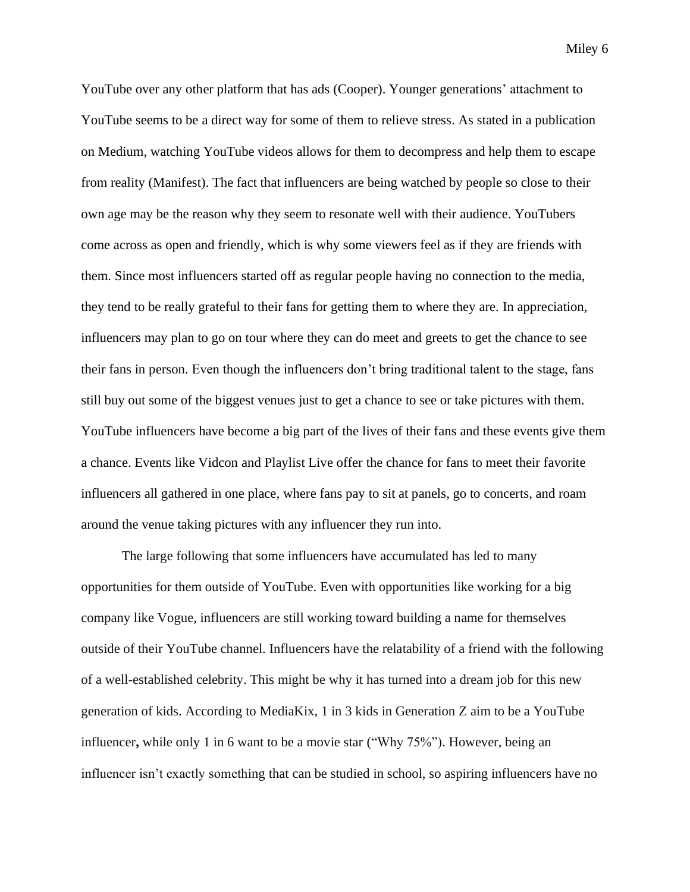YouTube over any other platform that has ads (Cooper). Younger generations' attachment to YouTube seems to be a direct way for some of them to relieve stress. As stated in a publication on Medium, watching YouTube videos allows for them to decompress and help them to escape from reality (Manifest). The fact that influencers are being watched by people so close to their own age may be the reason why they seem to resonate well with their audience. YouTubers come across as open and friendly, which is why some viewers feel as if they are friends with them. Since most influencers started off as regular people having no connection to the media, they tend to be really grateful to their fans for getting them to where they are. In appreciation, influencers may plan to go on tour where they can do meet and greets to get the chance to see their fans in person. Even though the influencers don't bring traditional talent to the stage, fans still buy out some of the biggest venues just to get a chance to see or take pictures with them. YouTube influencers have become a big part of the lives of their fans and these events give them a chance. Events like Vidcon and Playlist Live offer the chance for fans to meet their favorite influencers all gathered in one place, where fans pay to sit at panels, go to concerts, and roam around the venue taking pictures with any influencer they run into.

The large following that some influencers have accumulated has led to many opportunities for them outside of YouTube. Even with opportunities like working for a big company like Vogue, influencers are still working toward building a name for themselves outside of their YouTube channel. Influencers have the relatability of a friend with the following of a well-established celebrity. This might be why it has turned into a dream job for this new generation of kids. According to MediaKix, 1 in 3 kids in Generation Z aim to be a YouTube influencer**,** while only 1 in 6 want to be a movie star ("Why 75%"). However, being an influencer isn't exactly something that can be studied in school, so aspiring influencers have no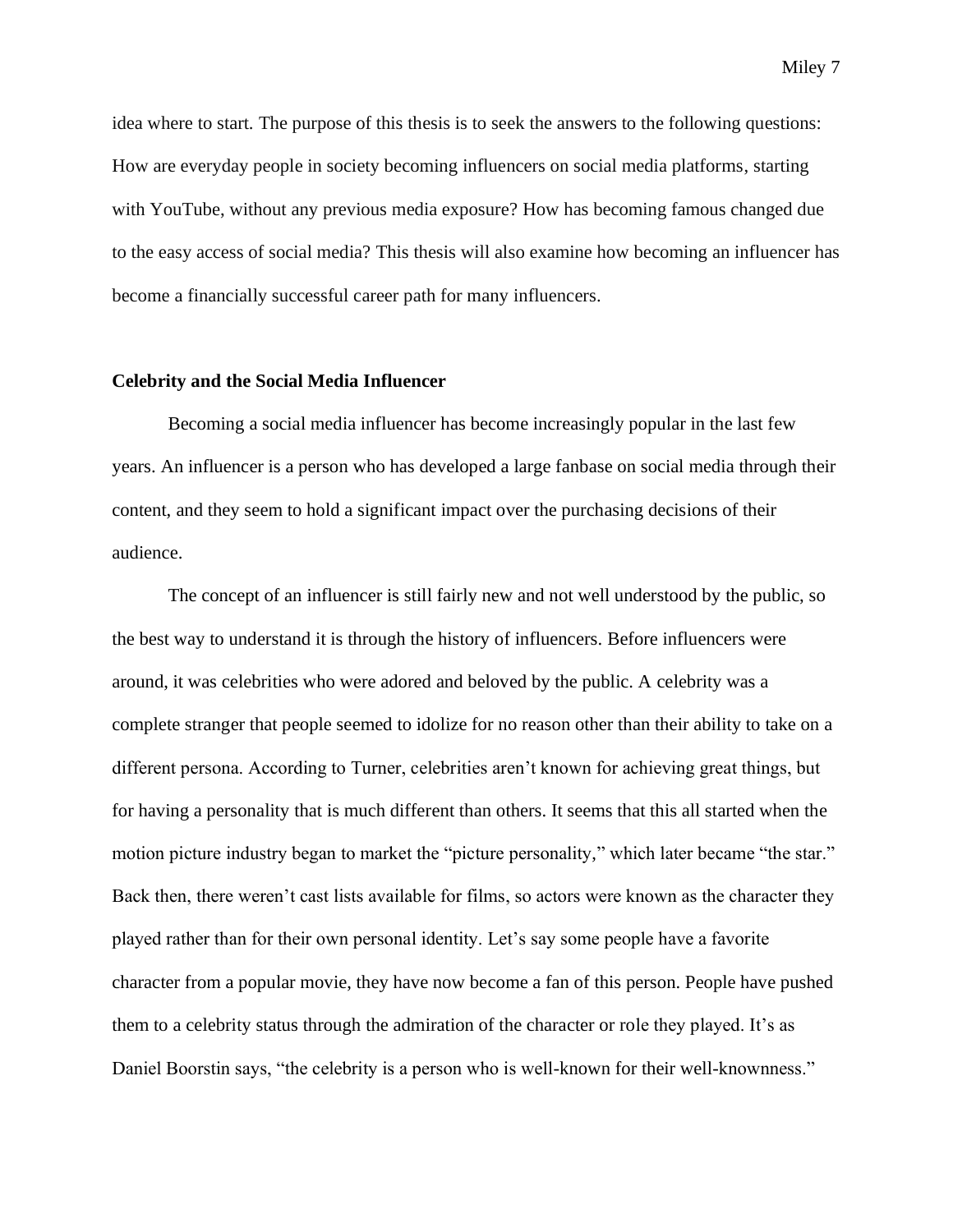idea where to start. The purpose of this thesis is to seek the answers to the following questions: How are everyday people in society becoming influencers on social media platforms, starting with YouTube, without any previous media exposure? How has becoming famous changed due to the easy access of social media? This thesis will also examine how becoming an influencer has become a financially successful career path for many influencers.

## Celebrity and the Social Media Influencer

Becoming a social media influencer has become increasingly popular in the last few years. An influencer is a person who has developed a large fanbase on social media through their content, and they seem to hold a significant impact over the purchasing decisions of their audience.

The concept of an influencer is still fairly new and not well understood by the public, so the best way to understand it is through the history of influencers. Before influencers were around, it was celebrities who were adored and beloved by the public. A celebrity was a complete stranger that people seemed to idolize for no reason other than their ability to take on a different persona. According to Turner, celebrities aren't known for achieving great things, but for having a personality that is much different than others. It seems that this all started when the motion picture industry began to market the "picture personality," which later became "the star." Back then, there weren't cast lists available for films, so actors were known as the character they played rather than for their own personal identity. Let's say some people have a favorite character from a popular movie, they have now become a fan of this person. People have pushed them to a celebrity status through the admiration of the character or role they played. It's as Daniel Boorstin says, "the celebrity is a person who is well-known for their well-knownness."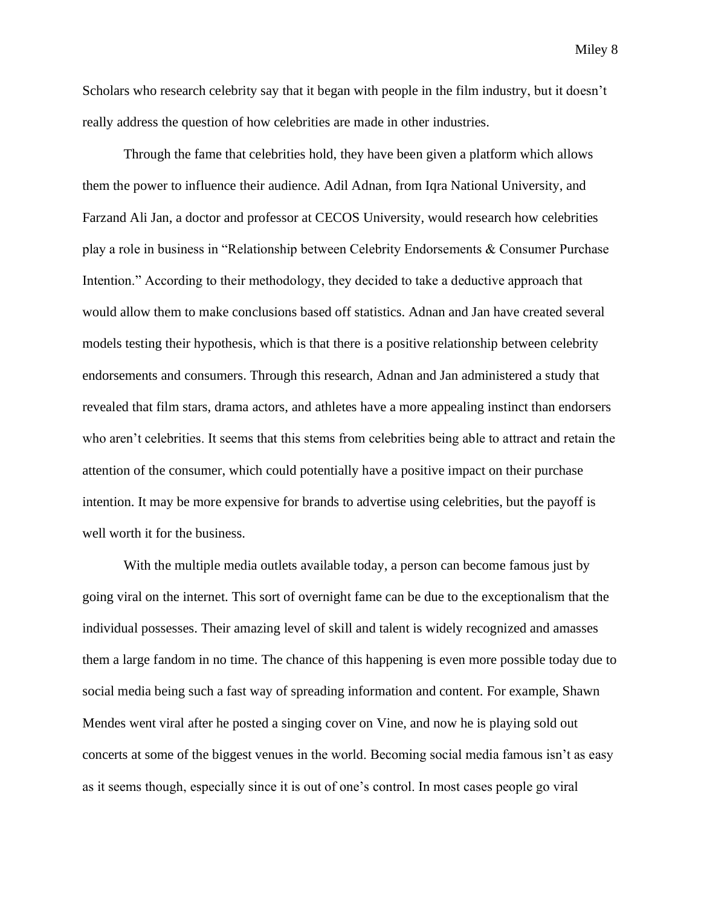Scholars who research celebrity say that it began with people in the film industry, but it doesn't really address the question of how celebrities are made in other industries.

Through the fame that celebrities hold, they have been given a platform which allows them the power to influence their audience. Adil Adnan, from Iqra National University, and Farzand Ali Jan, a doctor and professor at CECOS University, would research how celebrities play a role in business in "Relationship between Celebrity Endorsements & Consumer Purchase Intention." According to their methodology, they decided to take a deductive approach that would allow them to make conclusions based off statistics. Adnan and Jan have created several models testing their hypothesis, which is that there is a positive relationship between celebrity endorsements and consumers. Through this research, Adnan and Jan administered a study that revealed that film stars, drama actors, and athletes have a more appealing instinct than endorsers who aren't celebrities. It seems that this stems from celebrities being able to attract and retain the attention of the consumer, which could potentially have a positive impact on their purchase intention. It may be more expensive for brands to advertise using celebrities, but the payoff is well worth it for the business.

With the multiple media outlets available today, a person can become famous just by going viral on the internet. This sort of overnight fame can be due to the exceptionalism that the individual possesses. Their amazing level of skill and talent is widely recognized and amasses them a large fandom in no time. The chance of this happening is even more possible today due to social media being such a fast way of spreading information and content. For example, Shawn Mendes went viral after he posted a singing cover on Vine, and now he is playing sold out concerts at some of the biggest venues in the world. Becoming social media famous isn't as easy as it seems though, especially since it is out of one's control. In most cases people go viral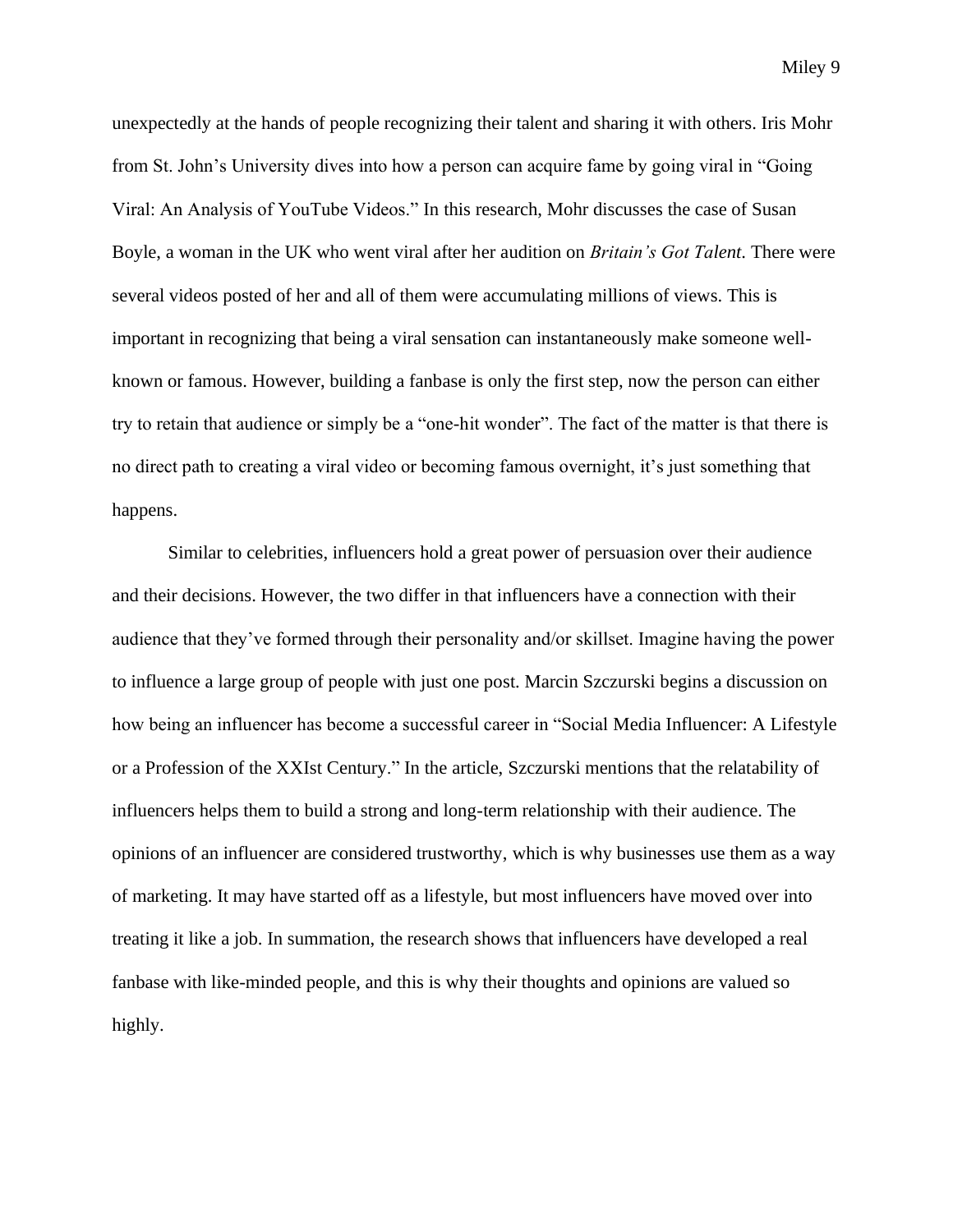unexpectedly at the hands of people recognizing their talent and sharing it with others. Iris Mohr from St. John's University dives into how a person can acquire fame by going viral in "Going Viral: An Analysis of YouTube Videos." In this research, Mohr discusses the case of Susan Boyle, a woman in the UK who went viral after her audition on *Britain's Got Talent*. There were several videos posted of her and all of them were accumulating millions of views. This is important in recognizing that being a viral sensation can instantaneously make someone well-known or famous. However, building a fanbase is only the first step, now the person can either try to retain that audience or simply be a "one-hit wonder". The fact of the matter is that there is no direct path to creating a viral video or becoming famous overnight, it's just something that happens.

Similar to celebrities, influencers hold a great power of persuasion over their audience and their decisions. However, the two differ in that influencers have a connection with their audience that they've formed through their personality and/or skillset. Imagine having the power to influence a large group of people with just one post. Marcin Szczurski begins a discussion on how being an influencer has become a successful career in "Social Media Influencer: A Lifestyle or a Profession of the XXIst Century." In the article, Szczurski mentions that the relatability of influencers helps them to build a strong and long-term relationship with their audience. The opinions of an influencer are considered trustworthy, which is why businesses use them as a way of marketing. It may have started off as a lifestyle, but most influencers have moved over into treating it like a job. In summation, the research shows that influencers have developed a real fanbase with like-minded people, and this is why their thoughts and opinions are valued so highly.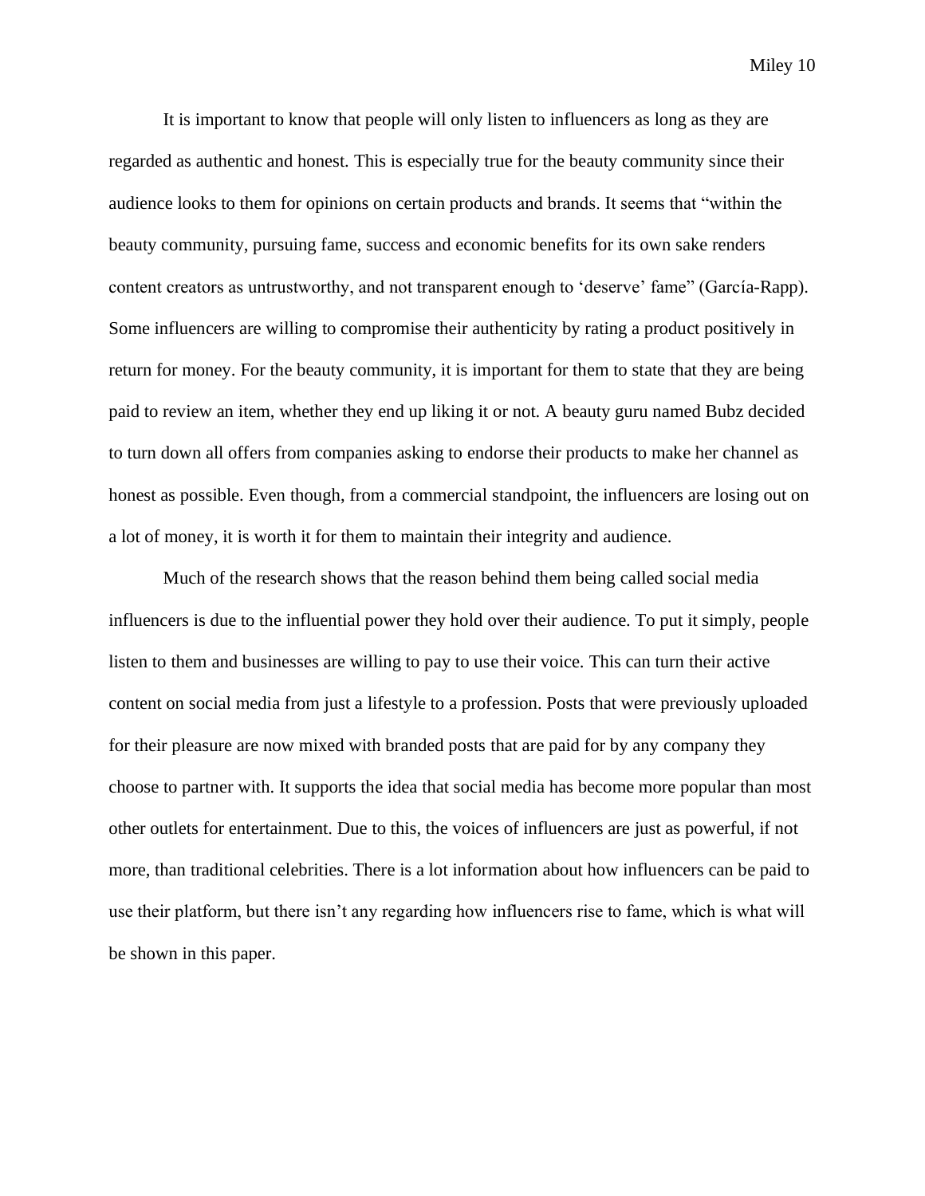It is important to know that people will only listen to influencers as long as they are regarded as authentic and honest. This is especially true for the beauty community since their audience looks to them for opinions on certain products and brands. It seems that "within the beauty community, pursuing fame, success and economic benefits for its own sake renders content creators as untrustworthy, and not transparent enough to 'deserve' fame" (García-Rapp). Some influencers are willing to compromise their authenticity by rating a product positively in return for money. For the beauty community, it is important for them to state that they are being paid to review an item, whether they end up liking it or not. A beauty guru named Bubz decided to turn down all offers from companies asking to endorse their products to make her channel as honest as possible. Even though, from a commercial standpoint, the influencers are losing out on a lot of money, it is worth it for them to maintain their integrity and audience.

Much of the research shows that the reason behind them being called social media influencers is due to the influential power they hold over their audience. To put it simply, people listen to them and businesses are willing to pay to use their voice. This can turn their active content on social media from just a lifestyle to a profession. Posts that were previously uploaded for their pleasure are now mixed with branded posts that are paid for by any company they choose to partner with. It supports the idea that social media has become more popular than most other outlets for entertainment. Due to this, the voices of influencers are just as powerful, if not more, than traditional celebrities. There is a lot information about how influencers can be paid to use their platform, but there isn't any regarding how influencers rise to fame, which is what will be shown in this paper.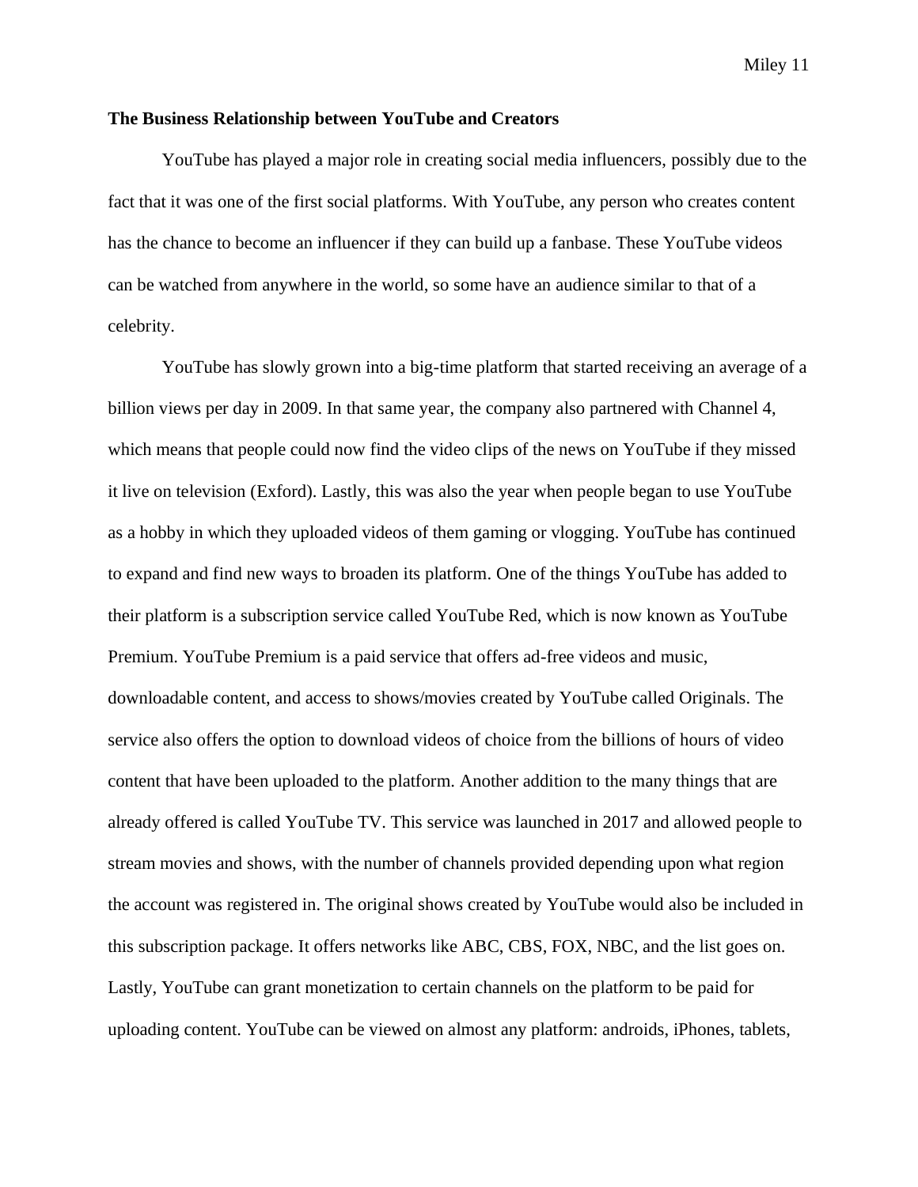**The Business Relationship between YouTube and Creators**

YouTube has played a major role in creating social media influencers, possibly due to the fact that it was one of the first social platforms. With YouTube, any person who creates content has the chance to become an influencer if they can build up a fanbase. These YouTube videos can be watched from anywhere in the world, so some have an audience similar to that of a celebrity.

YouTube has slowly grown into a big-time platform that started receiving an average of a billion views per day in 2009. In that same year, the company also partnered with Channel 4, which means that people could now find the video clips of the news on YouTube if they missed it live on television (Exford). Lastly, this was also the year when people began to use YouTube as a hobby in which they uploaded videos of them gaming or vlogging. YouTube has continued to expand and find new ways to broaden its platform. One of the things YouTube has added to their platform is a subscription service called YouTube Red, which is now known as YouTube Premium. YouTube Premium is a paid service that offers ad-free videos and music, downloadable content, and access to shows/movies created by YouTube called Originals. The service also offers the option to download videos of choice from the billions of hours of video content that have been uploaded to the platform. Another addition to the many things that are already offered is called YouTube TV. This service was launched in 2017 and allowed people to stream movies and shows, with the number of channels provided depending upon what region the account was registered in. The original shows created by YouTube would also be included in this subscription package. It offers networks like ABC, CBS, FOX, NBC, and the list goes on. Lastly, YouTube can grant monetization to certain channels on the platform to be paid for uploading content. YouTube can be viewed on almost any platform: androids, iPhones, tablets,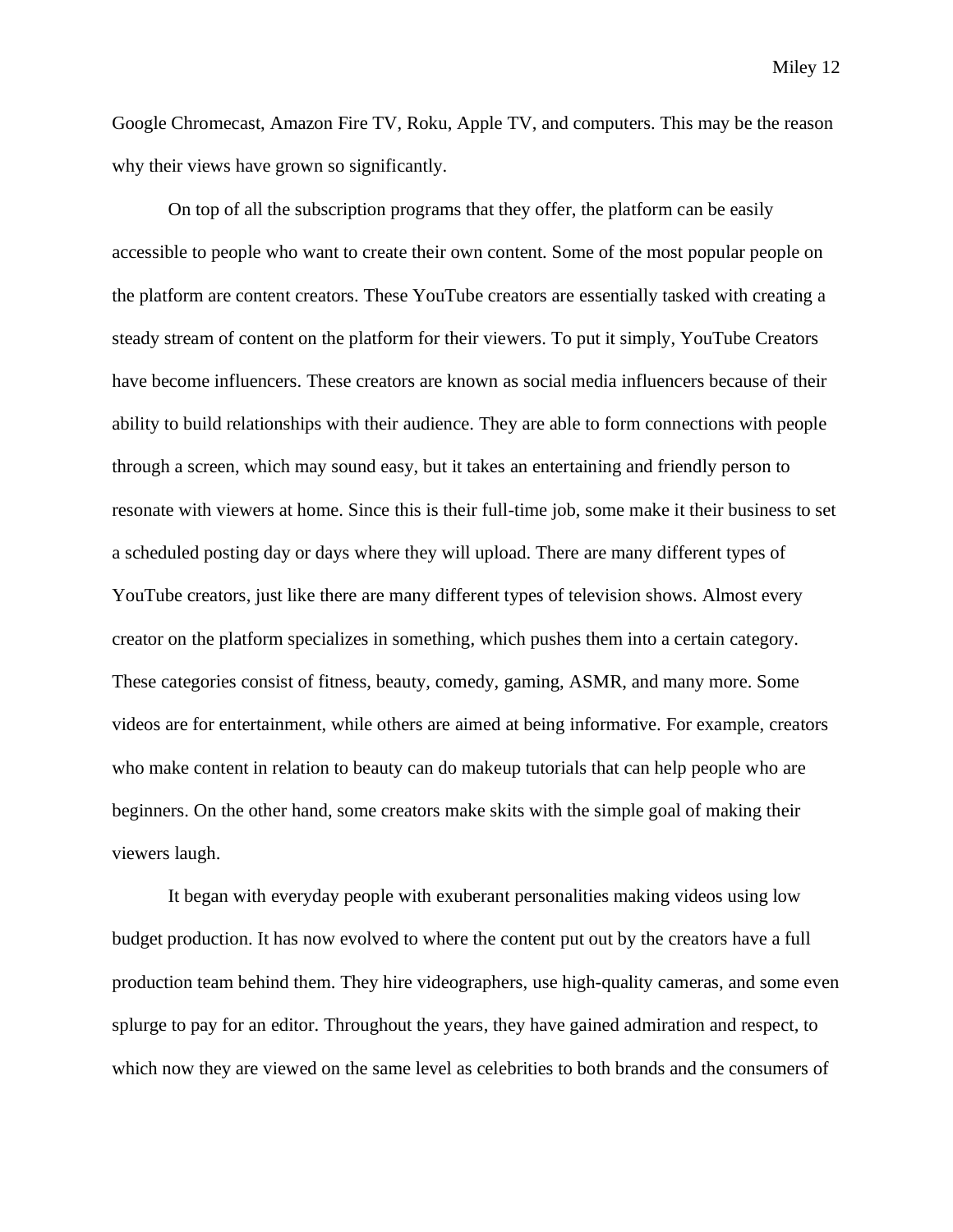Google Chromecast, Amazon Fire TV, Roku, Apple TV, and computers. This may be the reason why their views have grown so significantly.

On top of all the subscription programs that they offer, the platform can be easily accessible to people who want to create their own content. Some of the most popular people on the platform are content creators. These YouTube creators are essentially tasked with creating a steady stream of content on the platform for their viewers. To put it simply, YouTube Creators have become influencers. These creators are known as social media influencers because of their ability to build relationships with their audience. They are able to form connections with people through a screen, which may sound easy, but it takes an entertaining and friendly person to resonate with viewers at home. Since this is their full-time job, some make it their business to set a scheduled posting day or days where they will upload. There are many different types of YouTube creators, just like there are many different types of television shows. Almost every creator on the platform specializes in something, which pushes them into a certain category. These categories consist of fitness, beauty, comedy, gaming, ASMR, and many more. Some videos are for entertainment, while others are aimed at being informative. For example, creators who make content in relation to beauty can do makeup tutorials that can help people who are beginners. On the other hand, some creators make skits with the simple goal of making their viewers laugh.

It began with everyday people with exuberant personalities making videos using low budget production. It has now evolved to where the content put out by the creators have a full production team behind them. They hire videographers, use high-quality cameras, and some even splurge to pay for an editor. Throughout the years, they have gained admiration and respect, to which now they are viewed on the same level as celebrities to both brands and the consumers of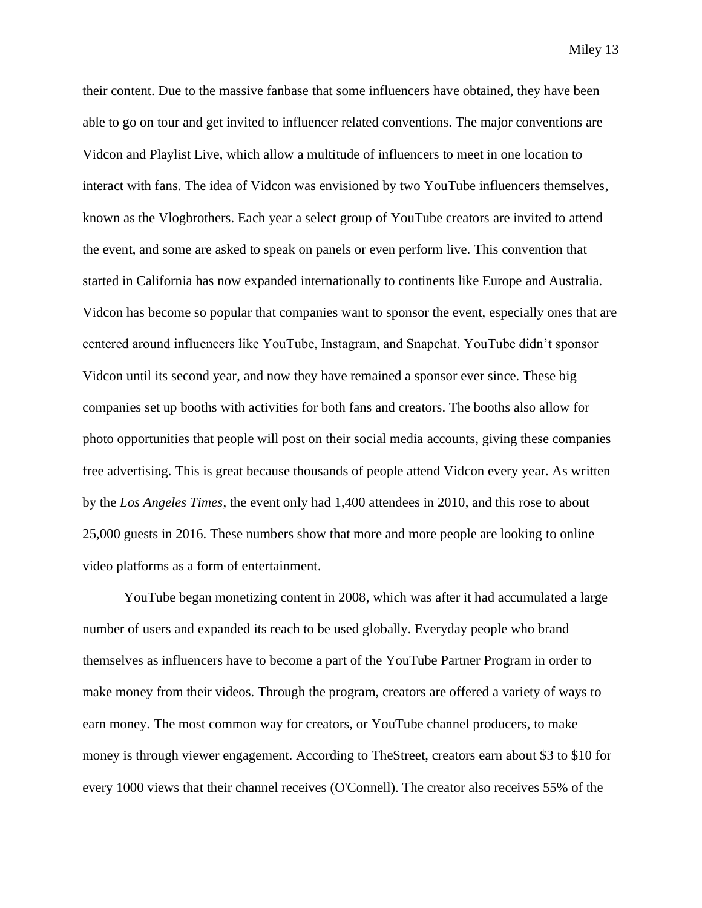their content. Due to the massive fanbase that some influencers have obtained, they have been able to go on tour and get invited to influencer related conventions. The major conventions are Vidcon and Playlist Live, which allow a multitude of influencers to meet in one location to interact with fans. The idea of Vidcon was envisioned by two YouTube influencers themselves, known as the Vlogbrothers. Each year a select group of YouTube creators are invited to attend the event, and some are asked to speak on panels or even perform live. This convention that started in California has now expanded internationally to continents like Europe and Australia. Vidcon has become so popular that companies want to sponsor the event, especially ones that are centered around influencers like YouTube, Instagram, and Snapchat. YouTube didn't sponsor Vidcon until its second year, and now they have remained a sponsor ever since. These big companies set up booths with activities for both fans and creators. The booths also allow for photo opportunities that people will post on their social media accounts, giving these companies free advertising. This is great because thousands of people attend Vidcon every year. As written by the *Los Angeles Times*, the event only had 1,400 attendees in 2010, and this rose to about 25,000 guests in 2016. These numbers show that more and more people are looking to online video platforms as a form of entertainment.

YouTube began monetizing content in 2008, which was after it had accumulated a large number of users and expanded its reach to be used globally. Everyday people who brand themselves as influencers have to become a part of the YouTube Partner Program in order to make money from their videos. Through the program, creators are offered a variety of ways to earn money. The most common way for creators, or YouTube channel producers, to make money is through viewer engagement. According to TheStreet, creators earn about $3 to $10 for every 1000 views that their channel receives (O'Connell). The creator also receives 55% of the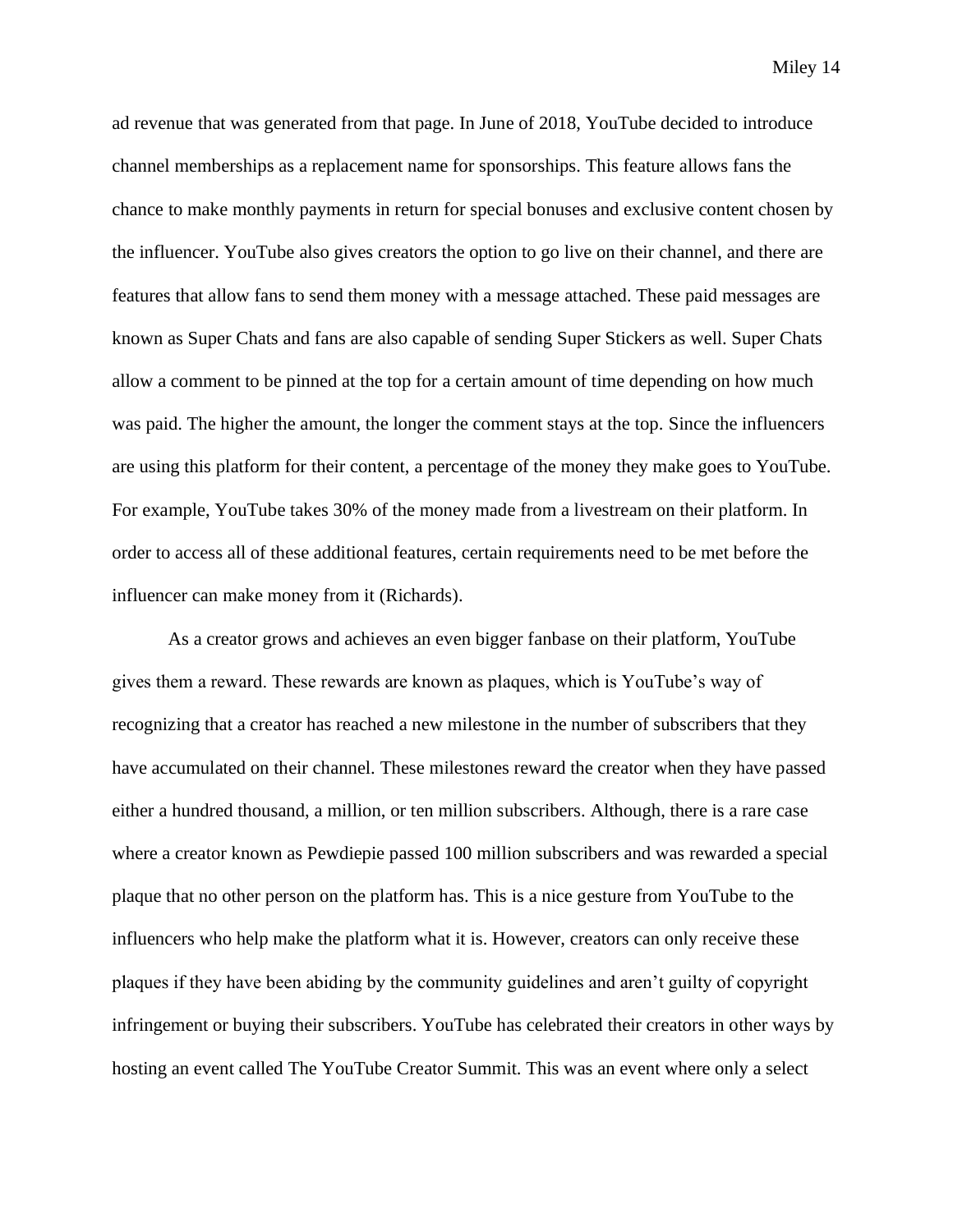ad revenue that was generated from that page. In June of 2018, YouTube decided to introduce channel memberships as a replacement name for sponsorships. This feature allows fans the chance to make monthly payments in return for special bonuses and exclusive content chosen by the influencer. YouTube also gives creators the option to go live on their channel, and there are features that allow fans to send them money with a message attached. These paid messages are known as Super Chats and fans are also capable of sending Super Stickers as well. Super Chats allow a comment to be pinned at the top for a certain amount of time depending on how much was paid. The higher the amount, the longer the comment stays at the top. Since the influencers are using this platform for their content, a percentage of the money they make goes to YouTube. For example, YouTube takes 30% of the money made from a livestream on their platform. In order to access all of these additional features, certain requirements need to be met before the influencer can make money from it (Richards).

As a creator grows and achieves an even bigger fanbase on their platform, YouTube gives them a reward. These rewards are known as plaques, which is YouTube's way of recognizing that a creator has reached a new milestone in the number of subscribers that they have accumulated on their channel. These milestones reward the creator when they have passed either a hundred thousand, a million, or ten million subscribers. Although, there is a rare case where a creator known as Pewdiepie passed 100 million subscribers and was rewarded a special plaque that no other person on the platform has. This is a nice gesture from YouTube to the influencers who help make the platform what it is. However, creators can only receive these plaques if they have been abiding by the community guidelines and aren't guilty of copyright infringement or buying their subscribers. YouTube has celebrated their creators in other ways by hosting an event called The YouTube Creator Summit. This was an event where only a select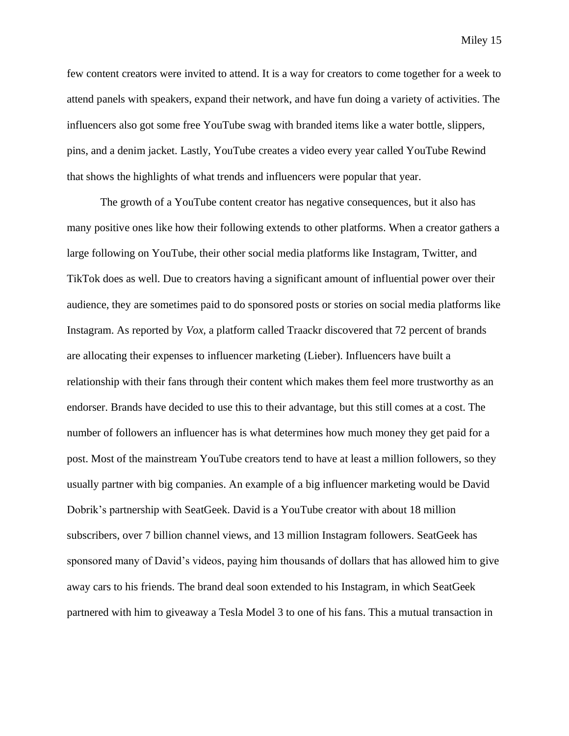few content creators were invited to attend. It is a way for creators to come together for a week to attend panels with speakers, expand their network, and have fun doing a variety of activities. The influencers also got some free YouTube swag with branded items like a water bottle, slippers, pins, and a denim jacket. Lastly, YouTube creates a video every year called YouTube Rewind that shows the highlights of what trends and influencers were popular that year.

The growth of a YouTube content creator has negative consequences, but it also has many positive ones like how their following extends to other platforms. When a creator gathers a large following on YouTube, their other social media platforms like Instagram, Twitter, and TikTok does as well. Due to creators having a significant amount of influential power over their audience, they are sometimes paid to do sponsored posts or stories on social media platforms like Instagram. As reported by *Vox,* a platform called Traackr discovered that 72 percent of brands are allocating their expenses to influencer marketing (Lieber). Influencers have built a relationship with their fans through their content which makes them feel more trustworthy as an endorser. Brands have decided to use this to their advantage, but this still comes at a cost. The number of followers an influencer has is what determines how much money they get paid for a post. Most of the mainstream YouTube creators tend to have at least a million followers, so they usually partner with big companies. An example of a big influencer marketing would be David Dobrik's partnership with SeatGeek. David is a YouTube creator with about 18 million subscribers, over 7 billion channel views, and 13 million Instagram followers. SeatGeek has sponsored many of David's videos, paying him thousands of dollars that has allowed him to give away cars to his friends. The brand deal soon extended to his Instagram, in which SeatGeek partnered with him to giveaway a Tesla Model 3 to one of his fans. This a mutual transaction in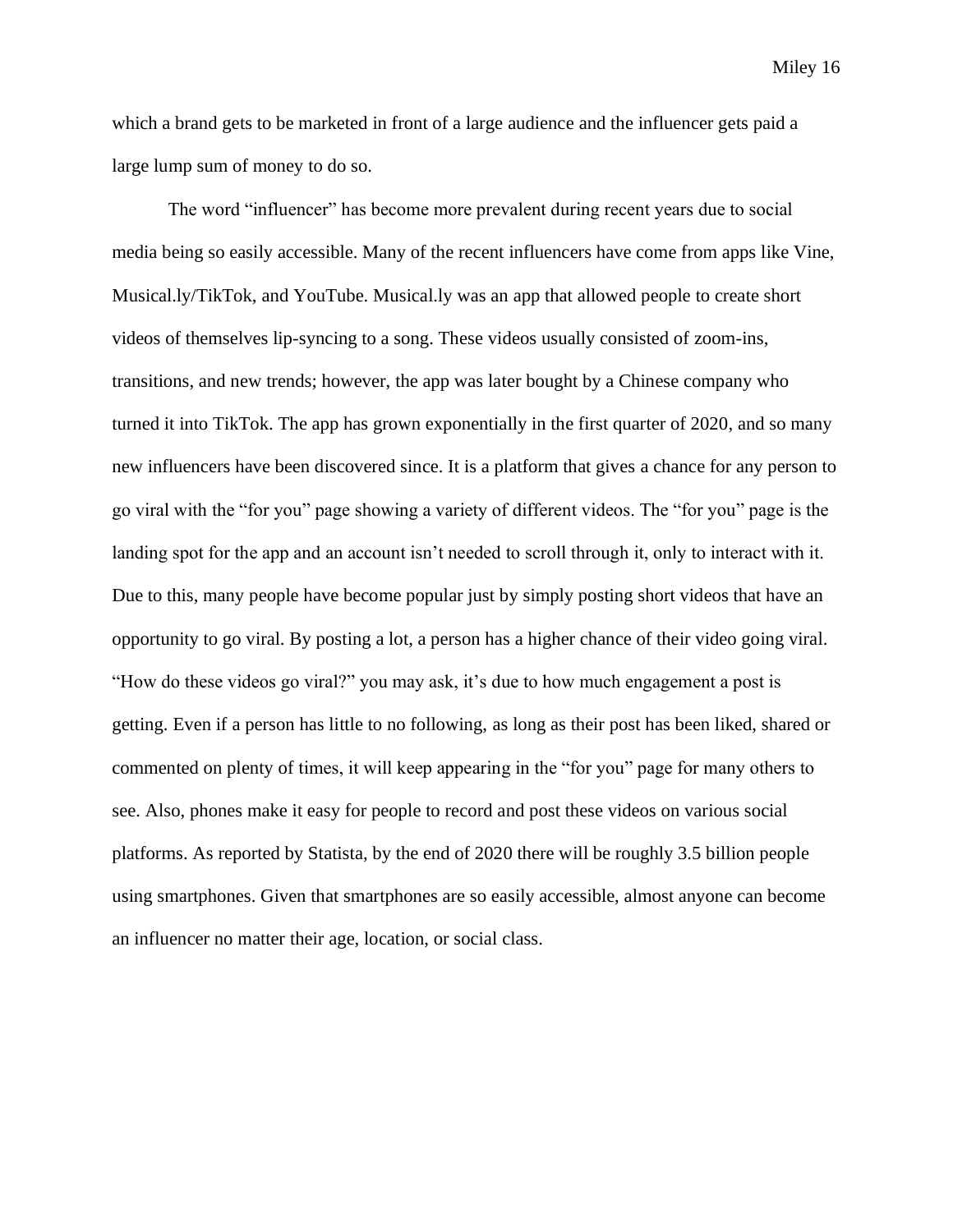which a brand gets to be marketed in front of a large audience and the influencer gets paid a large lump sum of money to do so.

The word "influencer" has become more prevalent during recent years due to social media being so easily accessible. Many of the recent influencers have come from apps like Vine, Musical.ly/TikTok, and YouTube. Musical.ly was an app that allowed people to create short videos of themselves lip-syncing to a song. These videos usually consisted of zoom-ins, transitions, and new trends; however, the app was later bought by a Chinese company who turned it into TikTok. The app has grown exponentially in the first quarter of 2020, and so many new influencers have been discovered since. It is a platform that gives a chance for any person to go viral with the "for you" page showing a variety of different videos. The "for you" page is the landing spot for the app and an account isn't needed to scroll through it, only to interact with it. Due to this, many people have become popular just by simply posting short videos that have an opportunity to go viral. By posting a lot, a person has a higher chance of their video going viral. "How do these videos go viral?" you may ask, it's due to how much engagement a post is getting. Even if a person has little to no following, as long as their post has been liked, shared or commented on plenty of times, it will keep appearing in the "for you" page for many others to see. Also, phones make it easy for people to record and post these videos on various social platforms. As reported by Statista, by the end of 2020 there will be roughly 3.5 billion people using smartphones. Given that smartphones are so easily accessible, almost anyone can become an influencer no matter their age, location, or social class.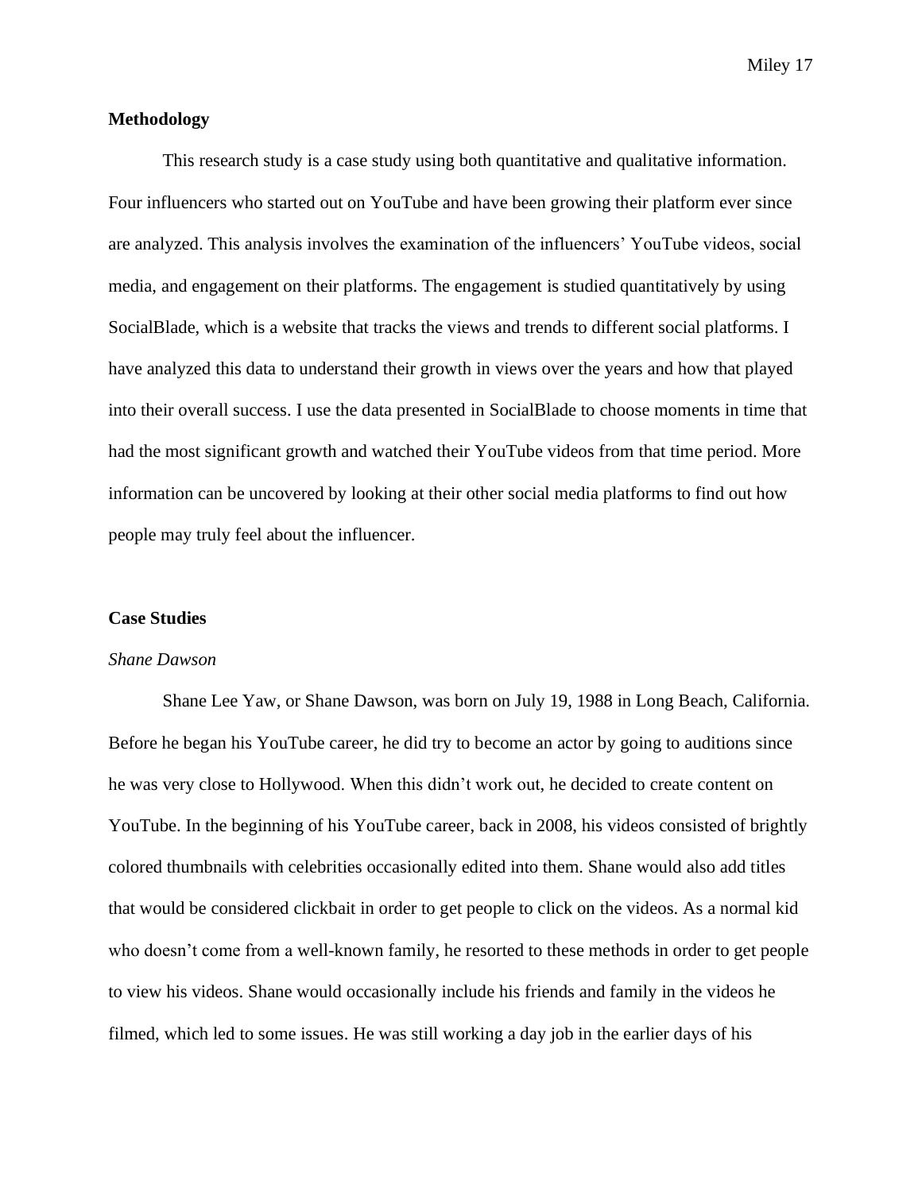## Methodology

This research study is a case study using both quantitative and qualitative information. Four influencers who started out on YouTube and have been growing their platform ever since are analyzed. This analysis involves the examination of the influencers' YouTube videos, social media, and engagement on their platforms. The engagement is studied quantitatively by using SocialBlade, which is a website that tracks the views and trends to different social platforms. I have analyzed this data to understand their growth in views over the years and how that played into their overall success. I use the data presented in SocialBlade to choose moments in time that had the most significant growth and watched their YouTube videos from that time period. More information can be uncovered by looking at their other social media platforms to find out how people may truly feel about the influencer.

## Case Studies

### *Shane Dawson*

Shane Lee Yaw, or Shane Dawson, was born on July 19, 1988 in Long Beach, California. Before he began his YouTube career, he did try to become an actor by going to auditions since he was very close to Hollywood. When this didn't work out, he decided to create content on YouTube. In the beginning of his YouTube career, back in 2008, his videos consisted of brightly colored thumbnails with celebrities occasionally edited into them. Shane would also add titles that would be considered clickbait in order to get people to click on the videos. As a normal kid who doesn't come from a well-known family, he resorted to these methods in order to get people to view his videos. Shane would occasionally include his friends and family in the videos he filmed, which led to some issues. He was still working a day job in the earlier days of his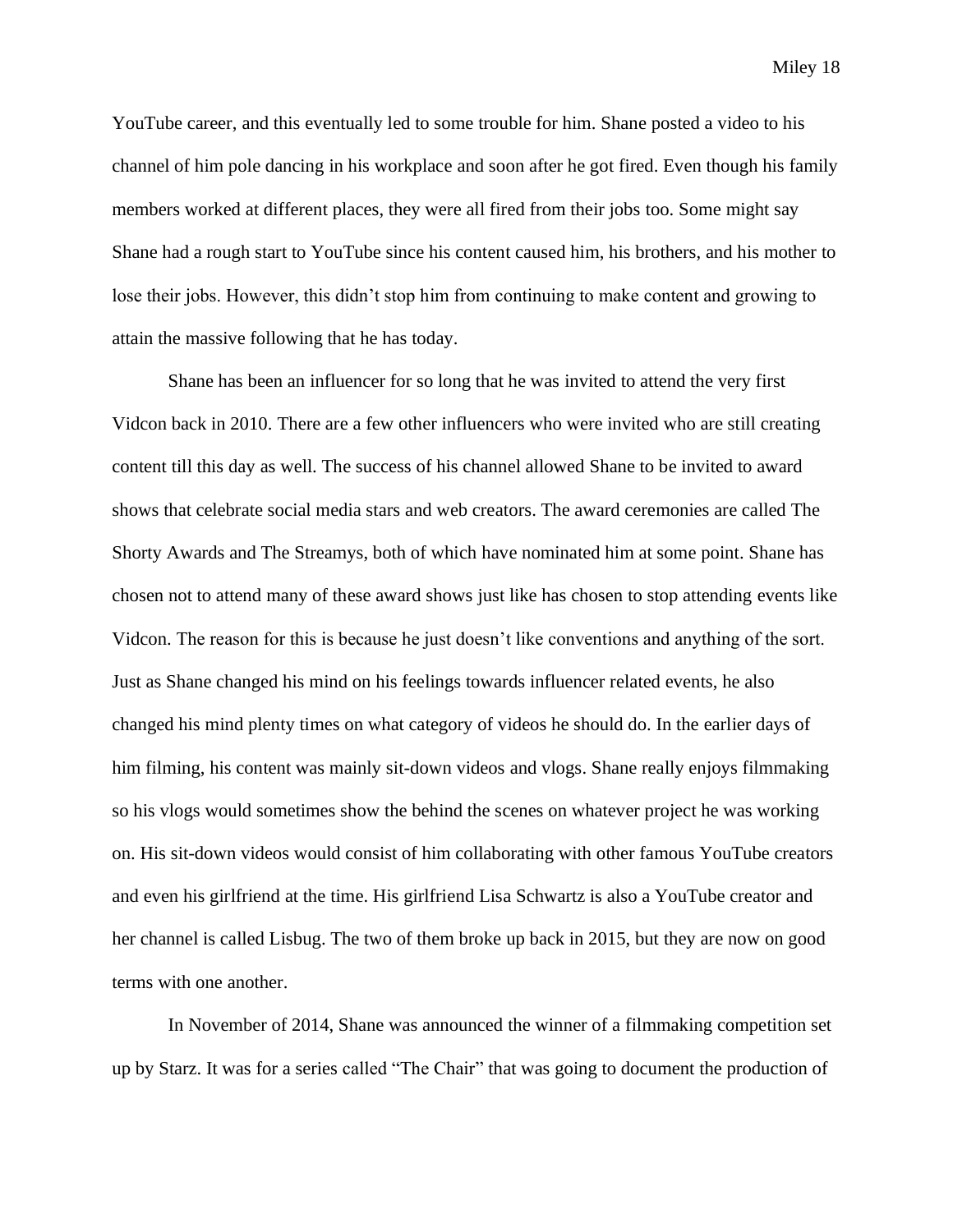YouTube career, and this eventually led to some trouble for him. Shane posted a video to his channel of him pole dancing in his workplace and soon after he got fired. Even though his family members worked at different places, they were all fired from their jobs too. Some might say Shane had a rough start to YouTube since his content caused him, his brothers, and his mother to lose their jobs. However, this didn't stop him from continuing to make content and growing to attain the massive following that he has today.

Shane has been an influencer for so long that he was invited to attend the very first Vidcon back in 2010. There are a few other influencers who were invited who are still creating content till this day as well. The success of his channel allowed Shane to be invited to award shows that celebrate social media stars and web creators. The award ceremonies are called The Shorty Awards and The Streamys, both of which have nominated him at some point. Shane has chosen not to attend many of these award shows just like has chosen to stop attending events like Vidcon. The reason for this is because he just doesn't like conventions and anything of the sort. Just as Shane changed his mind on his feelings towards influencer related events, he also changed his mind plenty times on what category of videos he should do. In the earlier days of him filming, his content was mainly sit-down videos and vlogs. Shane really enjoys filmmaking so his vlogs would sometimes show the behind the scenes on whatever project he was working on. His sit-down videos would consist of him collaborating with other famous YouTube creators and even his girlfriend at the time. His girlfriend Lisa Schwartz is also a YouTube creator and her channel is called Lisbug. The two of them broke up back in 2015, but they are now on good terms with one another.

In November of 2014, Shane was announced the winner of a filmmaking competition set up by Starz. It was for a series called "The Chair" that was going to document the production of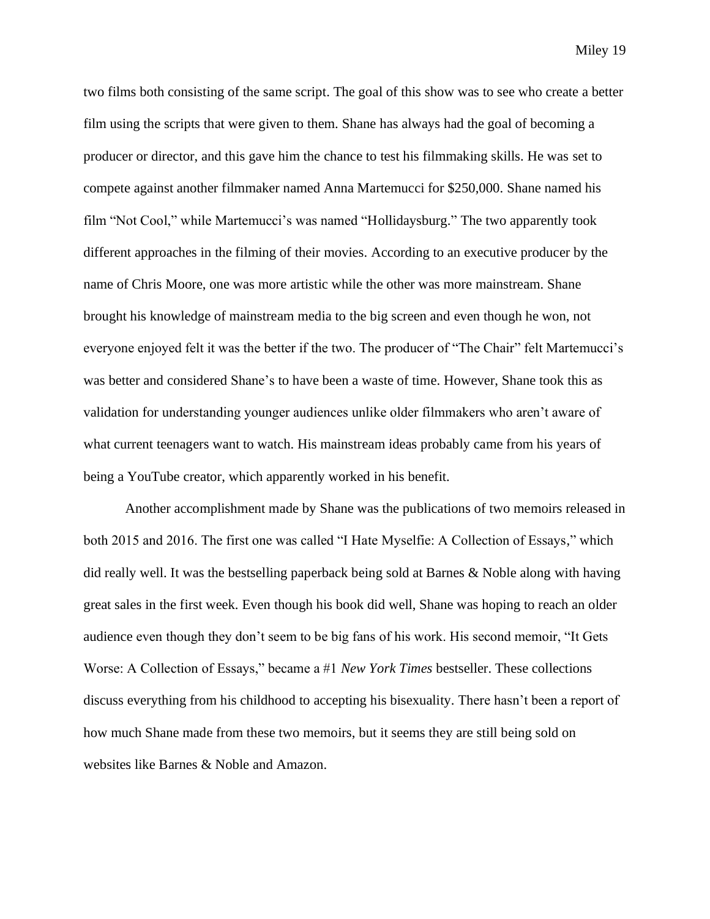two films both consisting of the same script. The goal of this show was to see who create a better film using the scripts that were given to them. Shane has always had the goal of becoming a producer or director, and this gave him the chance to test his filmmaking skills. He was set to compete against another filmmaker named Anna Martemucci for $250,000. Shane named his film "Not Cool," while Martemucci's was named "Hollidaysburg." The two apparently took different approaches in the filming of their movies. According to an executive producer by the name of Chris Moore, one was more artistic while the other was more mainstream. Shane brought his knowledge of mainstream media to the big screen and even though he won, not everyone enjoyed felt it was the better if the two. The producer of "The Chair" felt Martemucci's was better and considered Shane's to have been a waste of time. However, Shane took this as validation for understanding younger audiences unlike older filmmakers who aren't aware of what current teenagers want to watch. His mainstream ideas probably came from his years of being a YouTube creator, which apparently worked in his benefit.

Another accomplishment made by Shane was the publications of two memoirs released in both 2015 and 2016. The first one was called "I Hate Myselfie: A Collection of Essays," which did really well. It was the bestselling paperback being sold at Barnes & Noble along with having great sales in the first week. Even though his book did well, Shane was hoping to reach an older audience even though they don't seem to be big fans of his work. His second memoir, "It Gets Worse: A Collection of Essays," became a #1 *New York Times* bestseller. These collections discuss everything from his childhood to accepting his bisexuality. There hasn't been a report of how much Shane made from these two memoirs, but it seems they are still being sold on websites like Barnes & Noble and Amazon.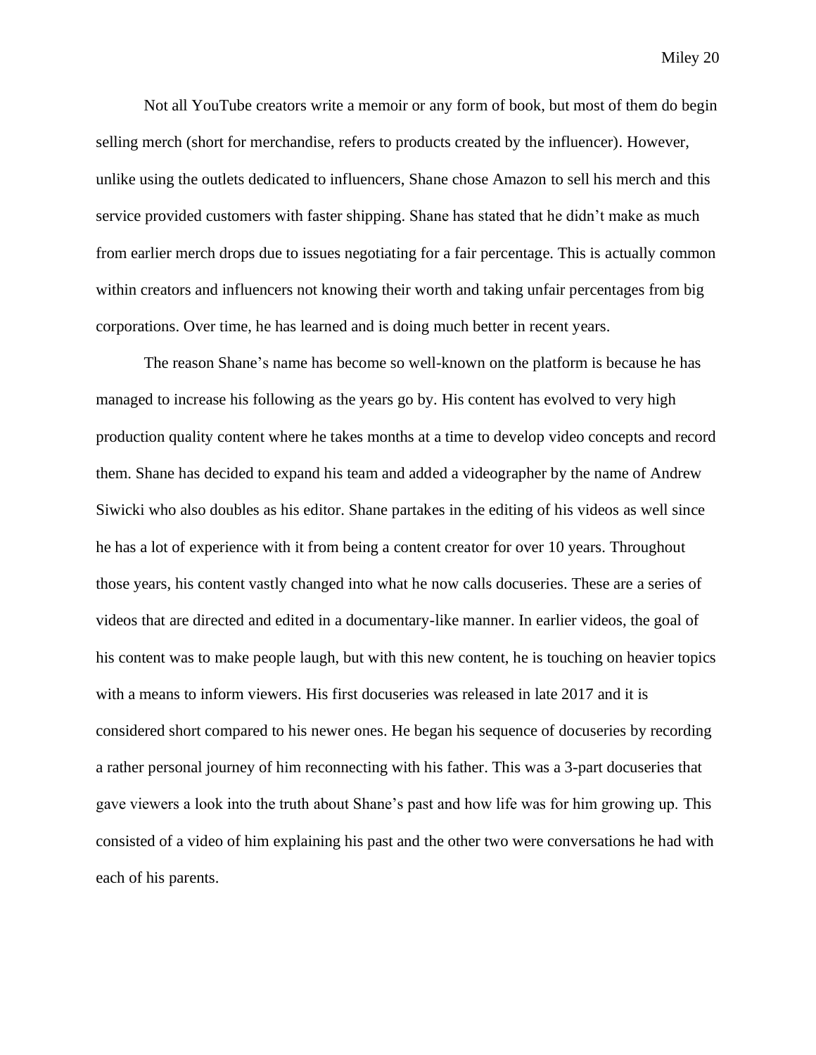Not all YouTube creators write a memoir or any form of book, but most of them do begin selling merch (short for merchandise, refers to products created by the influencer). However, unlike using the outlets dedicated to influencers, Shane chose Amazon to sell his merch and this service provided customers with faster shipping. Shane has stated that he didn't make as much from earlier merch drops due to issues negotiating for a fair percentage. This is actually common within creators and influencers not knowing their worth and taking unfair percentages from big corporations. Over time, he has learned and is doing much better in recent years.

The reason Shane's name has become so well-known on the platform is because he has managed to increase his following as the years go by. His content has evolved to very high production quality content where he takes months at a time to develop video concepts and record them. Shane has decided to expand his team and added a videographer by the name of Andrew Siwicki who also doubles as his editor. Shane partakes in the editing of his videos as well since he has a lot of experience with it from being a content creator for over 10 years. Throughout those years, his content vastly changed into what he now calls docuseries. These are a series of videos that are directed and edited in a documentary-like manner. In earlier videos, the goal of his content was to make people laugh, but with this new content, he is touching on heavier topics with a means to inform viewers. His first docuseries was released in late 2017 and it is considered short compared to his newer ones. He began his sequence of docuseries by recording a rather personal journey of him reconnecting with his father. This was a 3-part docuseries that gave viewers a look into the truth about Shane's past and how life was for him growing up. This consisted of a video of him explaining his past and the other two were conversations he had with each of his parents.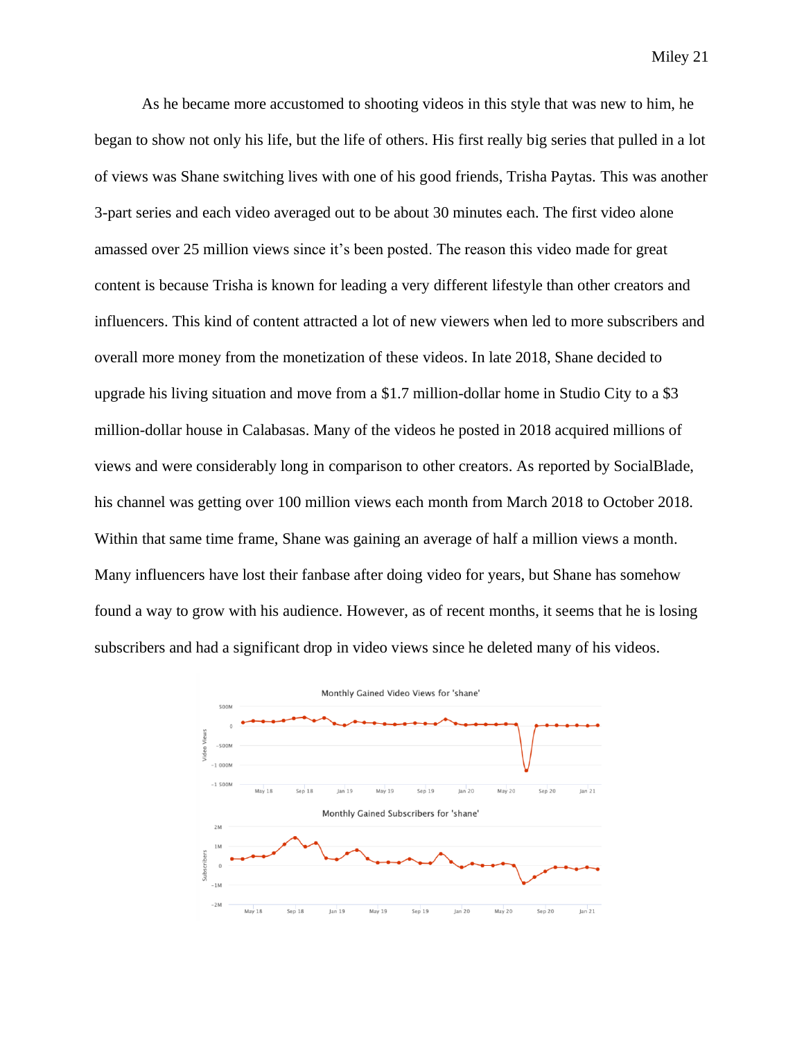As he became more accustomed to shooting videos in this style that was new to him, he began to show not only his life, but the life of others. His first really big series that pulled in a lot of views was Shane switching lives with one of his good friends, Trisha Paytas. This was another 3-part series and each video averaged out to be about 30 minutes each. The first video alone amassed over 25 million views since it's been posted. The reason this video made for great content is because Trisha is known for leading a very different lifestyle than other creators and influencers. This kind of content attracted a lot of new viewers when led to more subscribers and overall more money from the monetization of these videos. In late 2018, Shane decided to upgrade his living situation and move from a $1.7 million-dollar home in Studio City to a $3 million-dollar house in Calabasas. Many of the videos he posted in 2018 acquired millions of views and were considerably long in comparison to other creators. As reported by SocialBlade, his channel was getting over 100 million views each month from March 2018 to October 2018. Within that same time frame, Shane was gaining an average of half a million views a month. Many influencers have lost their fanbase after doing video for years, but Shane has somehow found a way to grow with his audience. However, as of recent months, it seems that he is losing subscribers and had a significant drop in video views since he deleted many of his videos.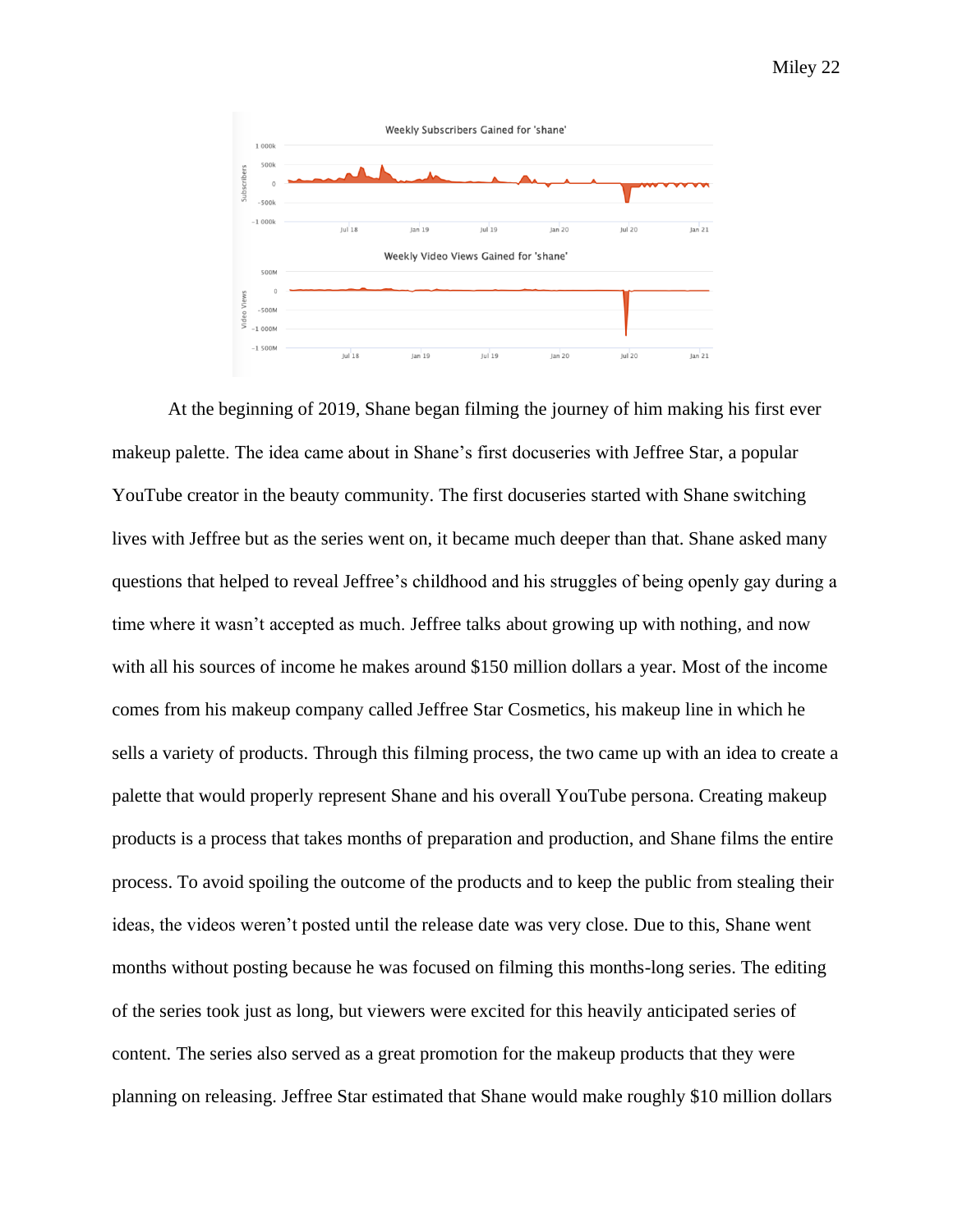At the beginning of 2019, Shane began filming the journey of him making his first ever makeup palette. The idea came about in Shane's first docuseries with Jeffree Star, a popular YouTube creator in the beauty community. The first docuseries started with Shane switching lives with Jeffree but as the series went on, it became much deeper than that. Shane asked many questions that helped to reveal Jeffree's childhood and his struggles of being openly gay during a time where it wasn't accepted as much. Jeffree talks about growing up with nothing, and now with all his sources of income he makes around $150 million dollars a year. Most of the income comes from his makeup company called Jeffree Star Cosmetics, his makeup line in which he sells a variety of products. Through this filming process, the two came up with an idea to create a palette that would properly represent Shane and his overall YouTube persona. Creating makeup products is a process that takes months of preparation and production, and Shane films the entire process. To avoid spoiling the outcome of the products and to keep the public from stealing their ideas, the videos weren't posted until the release date was very close. Due to this, Shane went months without posting because he was focused on filming this months-long series. The editing of the series took just as long, but viewers were excited for this heavily anticipated series of content. The series also served as a great promotion for the makeup products that they were planning on releasing. Jeffree Star estimated that Shane would make roughly $10 million dollars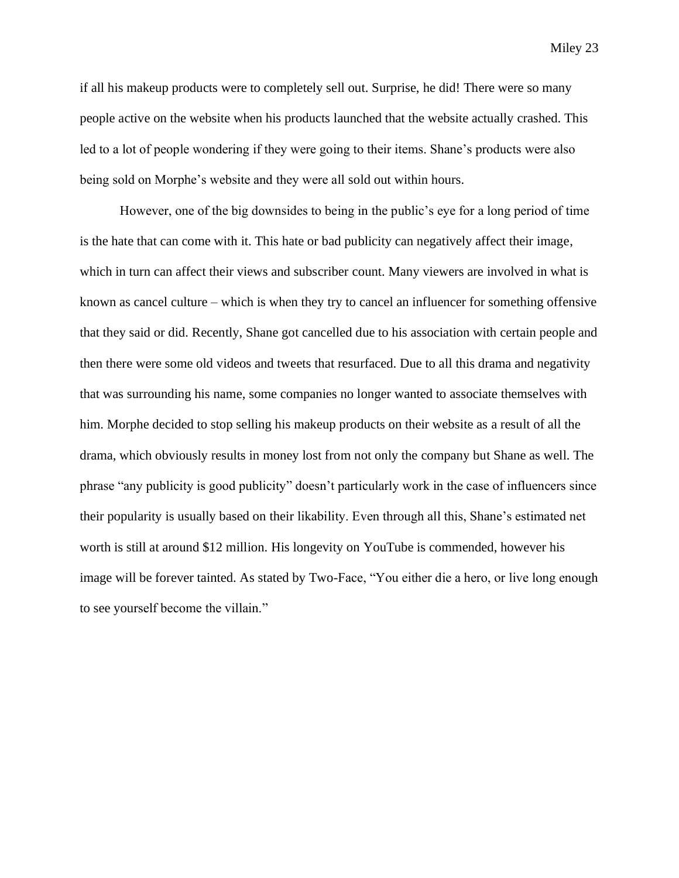if all his makeup products were to completely sell out. Surprise, he did! There were so many people active on the website when his products launched that the website actually crashed. This led to a lot of people wondering if they were going to their items. Shane's products were also being sold on Morphe's website and they were all sold out within hours.

However, one of the big downsides to being in the public's eye for a long period of time is the hate that can come with it. This hate or bad publicity can negatively affect their image, which in turn can affect their views and subscriber count. Many viewers are involved in what is known as cancel culture – which is when they try to cancel an influencer for something offensive that they said or did. Recently, Shane got cancelled due to his association with certain people and then there were some old videos and tweets that resurfaced. Due to all this drama and negativity that was surrounding his name, some companies no longer wanted to associate themselves with him. Morphe decided to stop selling his makeup products on their website as a result of all the drama, which obviously results in money lost from not only the company but Shane as well. The phrase "any publicity is good publicity" doesn't particularly work in the case of influencers since their popularity is usually based on their likability. Even through all this, Shane's estimated net worth is still at around $12 million. His longevity on YouTube is commended, however his image will be forever tainted. As stated by Two-Face, "You either die a hero, or live long enough to see yourself become the villain."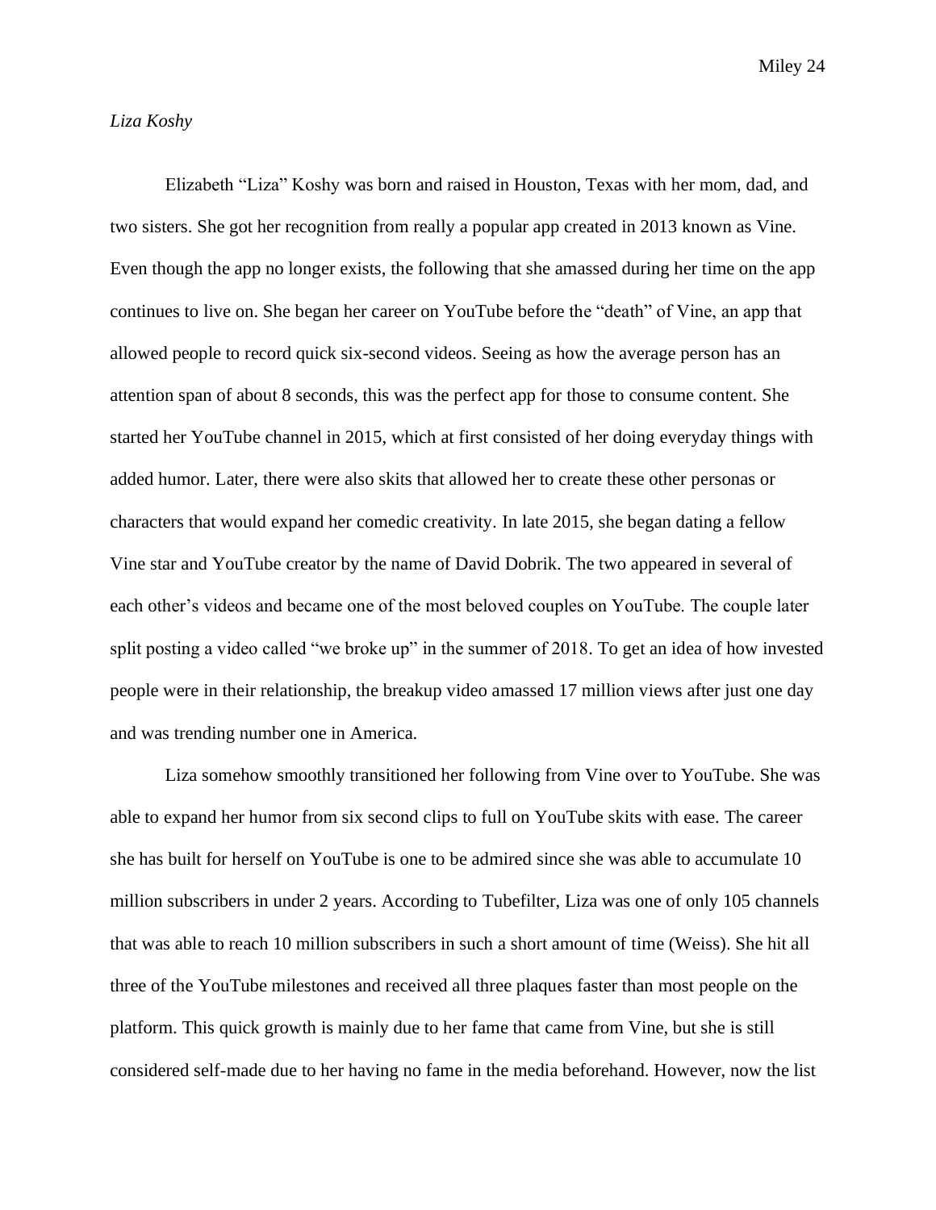*Liza Koshy*

Elizabeth “Liza” Koshy was born and raised in Houston, Texas with her mom, dad, and two sisters. She got her recognition from really a popular app created in 2013 known as Vine. Even though the app no longer exists, the following that she amassed during her time on the app continues to live on. She began her career on YouTube before the “death” of Vine, an app that allowed people to record quick six-second videos. Seeing as how the average person has an attention span of about 8 seconds, this was the perfect app for those to consume content. She started her YouTube channel in 2015, which at first consisted of her doing everyday things with added humor. Later, there were also skits that allowed her to create these other personas or characters that would expand her comedic creativity. In late 2015, she began dating a fellow Vine star and YouTube creator by the name of David Dobrik. The two appeared in several of each other’s videos and became one of the most beloved couples on YouTube. The couple later split posting a video called “we broke up” in the summer of 2018. To get an idea of how invested people were in their relationship, the breakup video amassed 17 million views after just one day and was trending number one in America.

Liza somehow smoothly transitioned her following from Vine over to YouTube. She was able to expand her humor from six second clips to full on YouTube skits with ease. The career she has built for herself on YouTube is one to be admired since she was able to accumulate 10 million subscribers in under 2 years. According to Tubefilter, Liza was one of only 105 channels that was able to reach 10 million subscribers in such a short amount of time (Weiss). She hit all three of the YouTube milestones and received all three plaques faster than most people on the platform. This quick growth is mainly due to her fame that came from Vine, but she is still considered self-made due to her having no fame in the media beforehand. However, now the list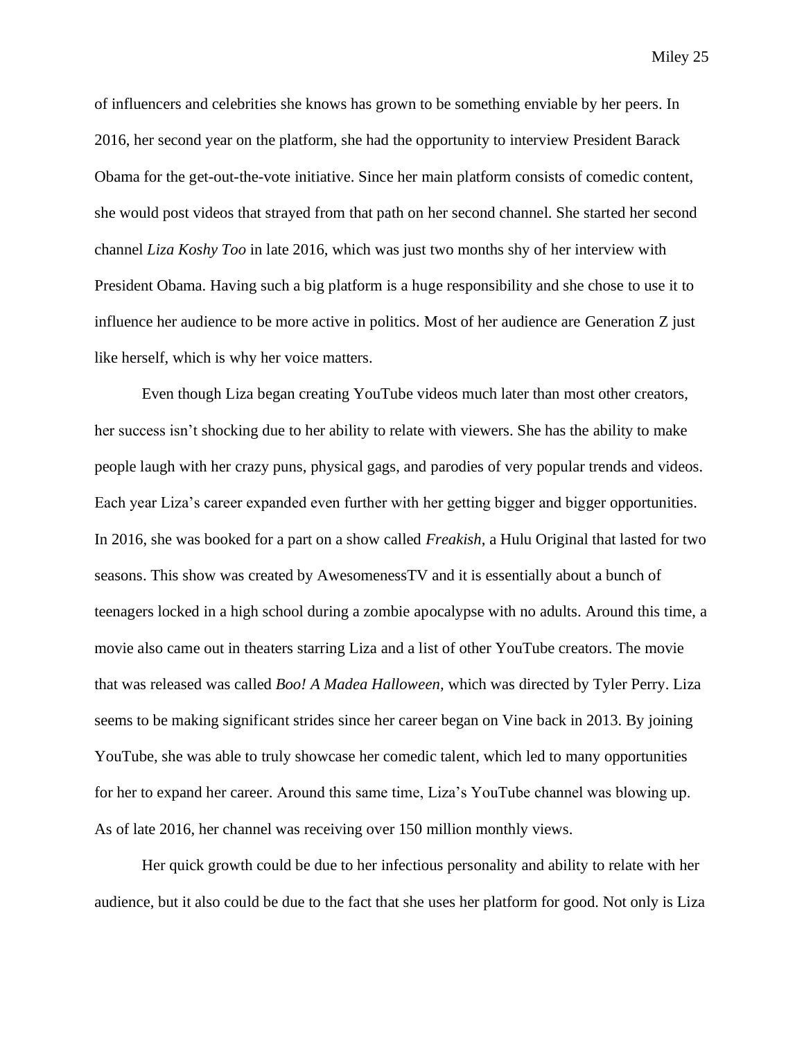of influencers and celebrities she knows has grown to be something enviable by her peers. In 2016, her second year on the platform, she had the opportunity to interview President Barack Obama for the get-out-the-vote initiative. Since her main platform consists of comedic content, she would post videos that strayed from that path on her second channel. She started her second channel *Liza Koshy Too* in late 2016, which was just two months shy of her interview with President Obama. Having such a big platform is a huge responsibility and she chose to use it to influence her audience to be more active in politics. Most of her audience are Generation Z just like herself, which is why her voice matters.

Even though Liza began creating YouTube videos much later than most other creators, her success isn't shocking due to her ability to relate with viewers. She has the ability to make people laugh with her crazy puns, physical gags, and parodies of very popular trends and videos. Each year Liza's career expanded even further with her getting bigger and bigger opportunities. In 2016, she was booked for a part on a show called *Freakish*, a Hulu Original that lasted for two seasons. This show was created by AwesomenessTV and it is essentially about a bunch of teenagers locked in a high school during a zombie apocalypse with no adults. Around this time, a movie also came out in theaters starring Liza and a list of other YouTube creators. The movie that was released was called *Boo! A Madea Halloween,* which was directed by Tyler Perry. Liza seems to be making significant strides since her career began on Vine back in 2013. By joining YouTube, she was able to truly showcase her comedic talent, which led to many opportunities for her to expand her career. Around this same time, Liza's YouTube channel was blowing up. As of late 2016, her channel was receiving over 150 million monthly views.

Her quick growth could be due to her infectious personality and ability to relate with her audience, but it also could be due to the fact that she uses her platform for good. Not only is Liza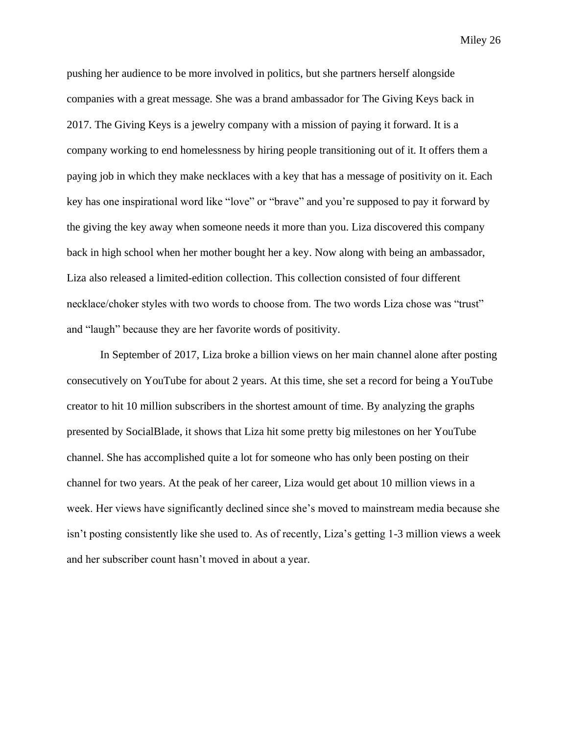pushing her audience to be more involved in politics, but she partners herself alongside companies with a great message. She was a brand ambassador for The Giving Keys back in 2017. The Giving Keys is a jewelry company with a mission of paying it forward. It is a company working to end homelessness by hiring people transitioning out of it. It offers them a paying job in which they make necklaces with a key that has a message of positivity on it. Each key has one inspirational word like “love” or “brave” and you’re supposed to pay it forward by the giving the key away when someone needs it more than you. Liza discovered this company back in high school when her mother bought her a key. Now along with being an ambassador, Liza also released a limited-edition collection. This collection consisted of four different necklace/choker styles with two words to choose from. The two words Liza chose was “trust” and “laugh” because they are her favorite words of positivity.

In September of 2017, Liza broke a billion views on her main channel alone after posting consecutively on YouTube for about 2 years. At this time, she set a record for being a YouTube creator to hit 10 million subscribers in the shortest amount of time. By analyzing the graphs presented by SocialBlade, it shows that Liza hit some pretty big milestones on her YouTube channel. She has accomplished quite a lot for someone who has only been posting on their channel for two years. At the peak of her career, Liza would get about 10 million views in a week. Her views have significantly declined since she’s moved to mainstream media because she isn’t posting consistently like she used to. As of recently, Liza’s getting 1-3 million views a week and her subscriber count hasn’t moved in about a year.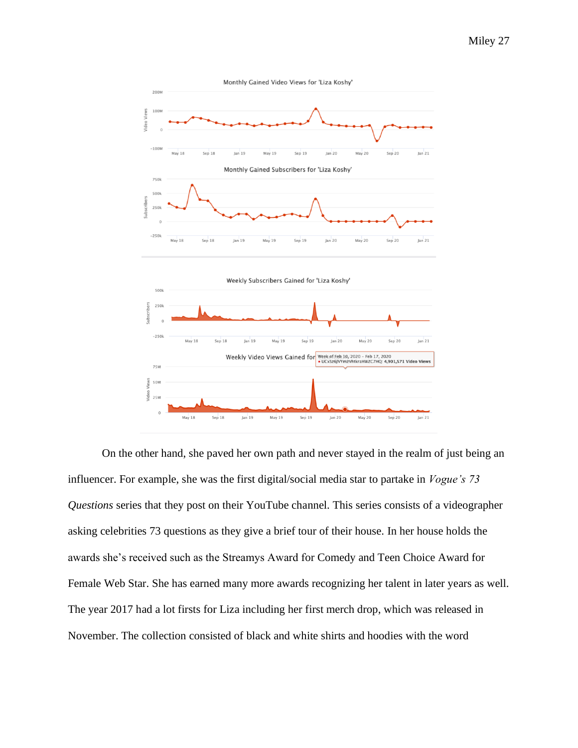On the other hand, she paved her own path and never stayed in the realm of just being an influencer. For example, she was the first digital/social media star to partake in *Vogue's 73 Questions* series that they post on their YouTube channel. This series consists of a videographer asking celebrities 73 questions as they give a brief tour of their house. In her house holds the awards she's received such as the Streamys Award for Comedy and Teen Choice Award for Female Web Star. She has earned many more awards recognizing her talent in later years as well. The year 2017 had a lot firsts for Liza including her first merch drop, which was released in November. The collection consisted of black and white shirts and hoodies with the word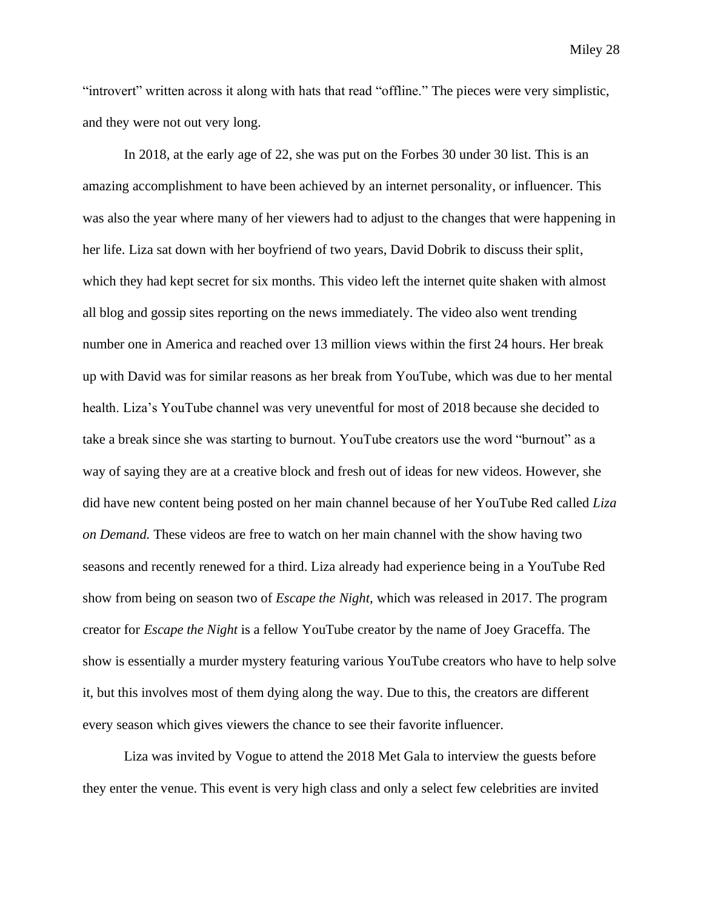“introvert” written across it along with hats that read “offline.” The pieces were very simplistic, and they were not out very long.

In 2018, at the early age of 22, she was put on the Forbes 30 under 30 list. This is an amazing accomplishment to have been achieved by an internet personality, or influencer. This was also the year where many of her viewers had to adjust to the changes that were happening in her life. Liza sat down with her boyfriend of two years, David Dobrik to discuss their split, which they had kept secret for six months. This video left the internet quite shaken with almost all blog and gossip sites reporting on the news immediately. The video also went trending number one in America and reached over 13 million views within the first 24 hours. Her break up with David was for similar reasons as her break from YouTube, which was due to her mental health. Liza’s YouTube channel was very uneventful for most of 2018 because she decided to take a break since she was starting to burnout. YouTube creators use the word “burnout” as a way of saying they are at a creative block and fresh out of ideas for new videos. However, she did have new content being posted on her main channel because of her YouTube Red called *Liza on Demand.* These videos are free to watch on her main channel with the show having two seasons and recently renewed for a third. Liza already had experience being in a YouTube Red show from being on season two of *Escape the Night,* which was released in 2017. The program creator for *Escape the Night* is a fellow YouTube creator by the name of Joey Graceffa. The show is essentially a murder mystery featuring various YouTube creators who have to help solve it, but this involves most of them dying along the way. Due to this, the creators are different every season which gives viewers the chance to see their favorite influencer.

Liza was invited by Vogue to attend the 2018 Met Gala to interview the guests before they enter the venue. This event is very high class and only a select few celebrities are invited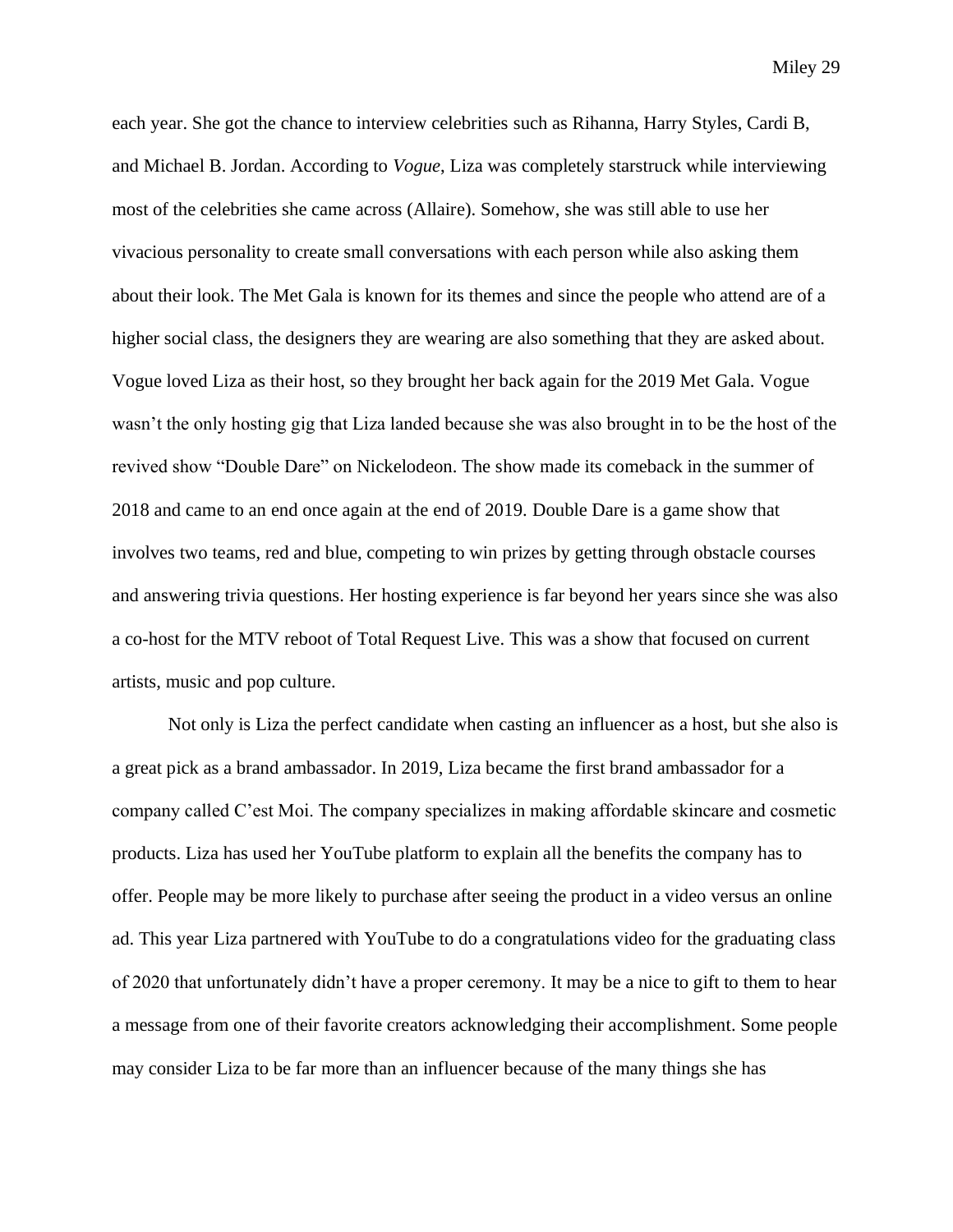each year. She got the chance to interview celebrities such as Rihanna, Harry Styles, Cardi B, and Michael B. Jordan. According to *Vogue*, Liza was completely starstruck while interviewing most of the celebrities she came across (Allaire). Somehow, she was still able to use her vivacious personality to create small conversations with each person while also asking them about their look. The Met Gala is known for its themes and since the people who attend are of a higher social class, the designers they are wearing are also something that they are asked about. Vogue loved Liza as their host, so they brought her back again for the 2019 Met Gala. Vogue wasn't the only hosting gig that Liza landed because she was also brought in to be the host of the revived show "Double Dare" on Nickelodeon. The show made its comeback in the summer of 2018 and came to an end once again at the end of 2019. Double Dare is a game show that involves two teams, red and blue, competing to win prizes by getting through obstacle courses and answering trivia questions. Her hosting experience is far beyond her years since she was also a co-host for the MTV reboot of Total Request Live. This was a show that focused on current artists, music and pop culture.

Not only is Liza the perfect candidate when casting an influencer as a host, but she also is a great pick as a brand ambassador. In 2019, Liza became the first brand ambassador for a company called C'est Moi. The company specializes in making affordable skincare and cosmetic products. Liza has used her YouTube platform to explain all the benefits the company has to offer. People may be more likely to purchase after seeing the product in a video versus an online ad. This year Liza partnered with YouTube to do a congratulations video for the graduating class of 2020 that unfortunately didn't have a proper ceremony. It may be a nice to gift to them to hear a message from one of their favorite creators acknowledging their accomplishment. Some people may consider Liza to be far more than an influencer because of the many things she has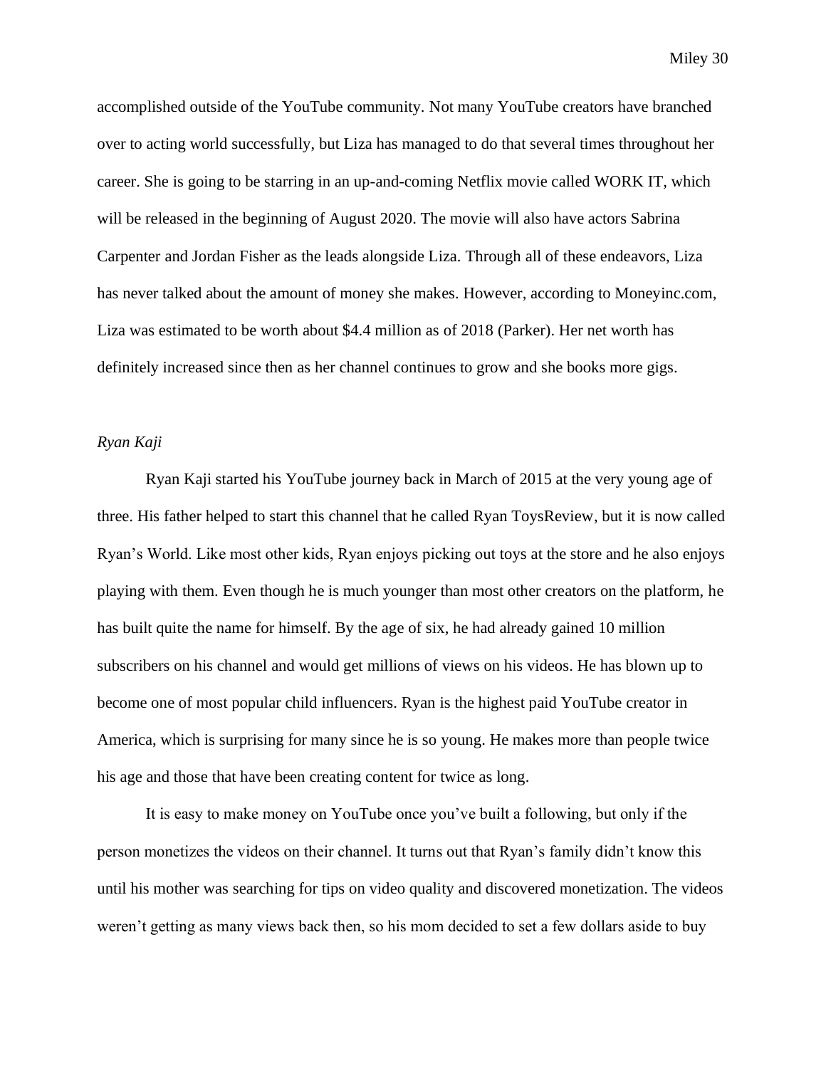accomplished outside of the YouTube community. Not many YouTube creators have branched over to acting world successfully, but Liza has managed to do that several times throughout her career. She is going to be starring in an up-and-coming Netflix movie called WORK IT, which will be released in the beginning of August 2020. The movie will also have actors Sabrina Carpenter and Jordan Fisher as the leads alongside Liza. Through all of these endeavors, Liza has never talked about the amount of money she makes. However, according to Moneyinc.com, Liza was estimated to be worth about $4.4 million as of 2018 (Parker). Her net worth has definitely increased since then as her channel continues to grow and she books more gigs.

*Ryan Kaji*

Ryan Kaji started his YouTube journey back in March of 2015 at the very young age of three. His father helped to start this channel that he called Ryan ToysReview, but it is now called Ryan's World. Like most other kids, Ryan enjoys picking out toys at the store and he also enjoys playing with them. Even though he is much younger than most other creators on the platform, he has built quite the name for himself. By the age of six, he had already gained 10 million subscribers on his channel and would get millions of views on his videos. He has blown up to become one of most popular child influencers. Ryan is the highest paid YouTube creator in America, which is surprising for many since he is so young. He makes more than people twice his age and those that have been creating content for twice as long.

It is easy to make money on YouTube once you've built a following, but only if the person monetizes the videos on their channel. It turns out that Ryan's family didn't know this until his mother was searching for tips on video quality and discovered monetization. The videos weren't getting as many views back then, so his mom decided to set a few dollars aside to buy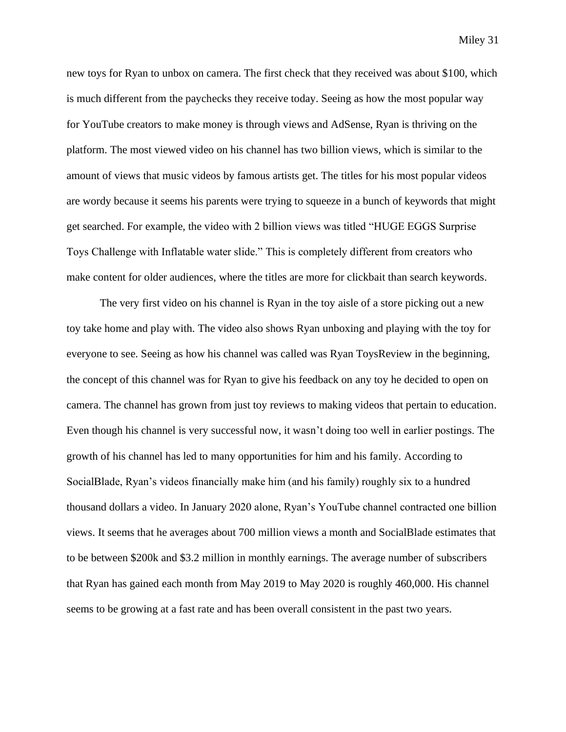new toys for Ryan to unbox on camera. The first check that they received was about $100, which is much different from the paychecks they receive today. Seeing as how the most popular way for YouTube creators to make money is through views and AdSense, Ryan is thriving on the platform. The most viewed video on his channel has two billion views, which is similar to the amount of views that music videos by famous artists get. The titles for his most popular videos are wordy because it seems his parents were trying to squeeze in a bunch of keywords that might get searched. For example, the video with 2 billion views was titled "HUGE EGGS Surprise Toys Challenge with Inflatable water slide." This is completely different from creators who make content for older audiences, where the titles are more for clickbait than search keywords.

The very first video on his channel is Ryan in the toy aisle of a store picking out a new toy take home and play with. The video also shows Ryan unboxing and playing with the toy for everyone to see. Seeing as how his channel was called was Ryan ToysReview in the beginning, the concept of this channel was for Ryan to give his feedback on any toy he decided to open on camera. The channel has grown from just toy reviews to making videos that pertain to education. Even though his channel is very successful now, it wasn't doing too well in earlier postings. The growth of his channel has led to many opportunities for him and his family. According to SocialBlade, Ryan's videos financially make him (and his family) roughly six to a hundred thousand dollars a video. In January 2020 alone, Ryan's YouTube channel contracted one billion views. It seems that he averages about 700 million views a month and SocialBlade estimates that to be between $200k and $3.2 million in monthly earnings. The average number of subscribers that Ryan has gained each month from May 2019 to May 2020 is roughly 460,000. His channel seems to be growing at a fast rate and has been overall consistent in the past two years.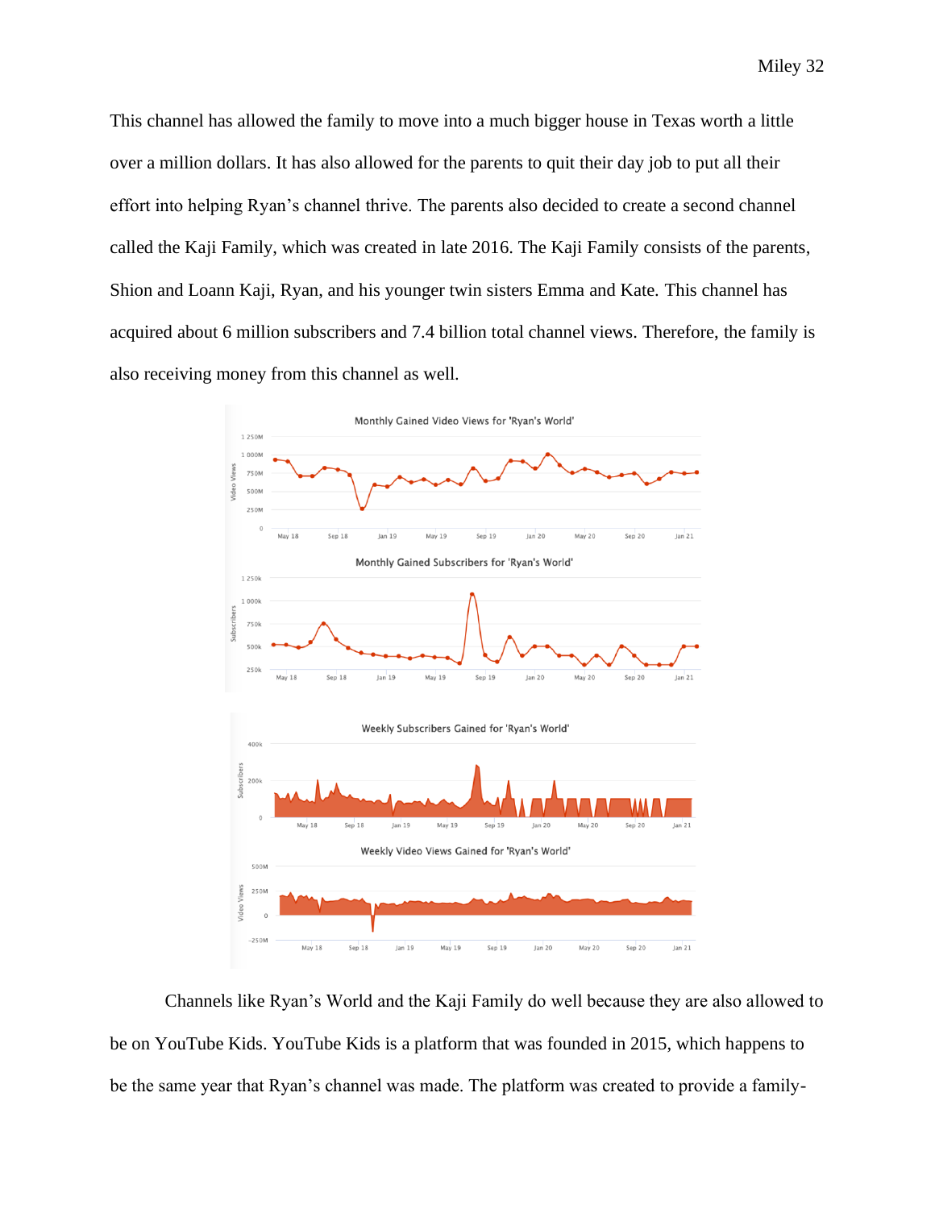This channel has allowed the family to move into a much bigger house in Texas worth a little over a million dollars. It has also allowed for the parents to quit their day job to put all their effort into helping Ryan's channel thrive. The parents also decided to create a second channel called the Kaji Family, which was created in late 2016. The Kaji Family consists of the parents, Shion and Loann Kaji, Ryan, and his younger twin sisters Emma and Kate. This channel has acquired about 6 million subscribers and 7.4 billion total channel views. Therefore, the family is also receiving money from this channel as well.

Channels like Ryan's World and the Kaji Family do well because they are also allowed to be on YouTube Kids. YouTube Kids is a platform that was founded in 2015, which happens to be the same year that Ryan's channel was made. The platform was created to provide a family-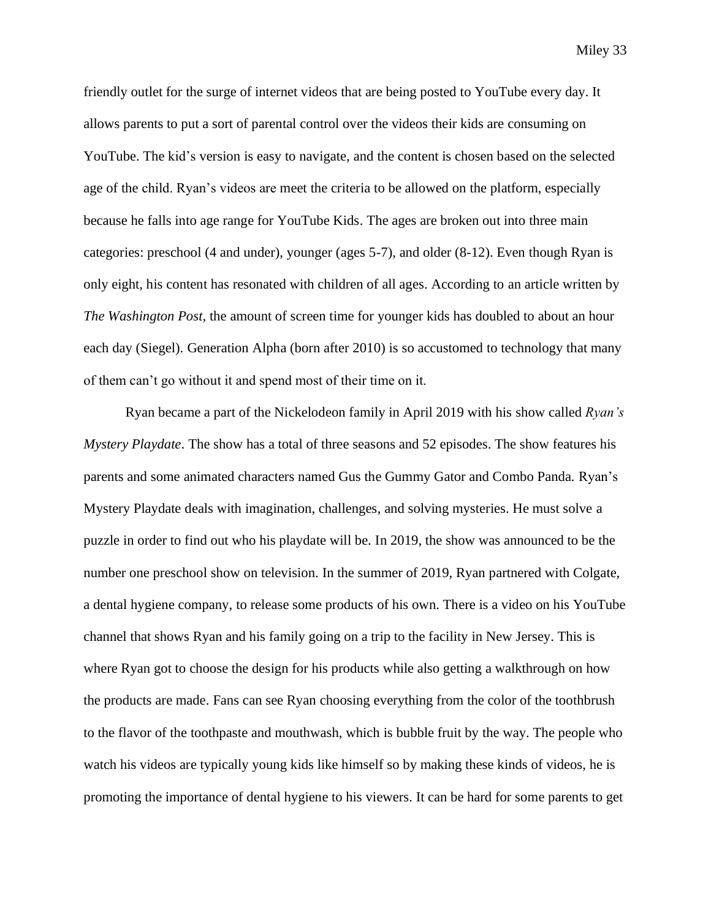friendly outlet for the surge of internet videos that are being posted to YouTube every day. It allows parents to put a sort of parental control over the videos their kids are consuming on YouTube. The kid's version is easy to navigate, and the content is chosen based on the selected age of the child. Ryan's videos are meet the criteria to be allowed on the platform, especially because he falls into age range for YouTube Kids. The ages are broken out into three main categories: preschool (4 and under), younger (ages 5-7), and older (8-12). Even though Ryan is only eight, his content has resonated with children of all ages. According to an article written by *The Washington Post*, the amount of screen time for younger kids has doubled to about an hour each day (Siegel). Generation Alpha (born after 2010) is so accustomed to technology that many of them can't go without it and spend most of their time on it.

Ryan became a part of the Nickelodeon family in April 2019 with his show called *Ryan's Mystery Playdate*. The show has a total of three seasons and 52 episodes. The show features his parents and some animated characters named Gus the Gummy Gator and Combo Panda. Ryan's Mystery Playdate deals with imagination, challenges, and solving mysteries. He must solve a puzzle in order to find out who his playdate will be. In 2019, the show was announced to be the number one preschool show on television. In the summer of 2019, Ryan partnered with Colgate, a dental hygiene company, to release some products of his own. There is a video on his YouTube channel that shows Ryan and his family going on a trip to the facility in New Jersey. This is where Ryan got to choose the design for his products while also getting a walkthrough on how the products are made. Fans can see Ryan choosing everything from the color of the toothbrush to the flavor of the toothpaste and mouthwash, which is bubble fruit by the way. The people who watch his videos are typically young kids like himself so by making these kinds of videos, he is promoting the importance of dental hygiene to his viewers. It can be hard for some parents to get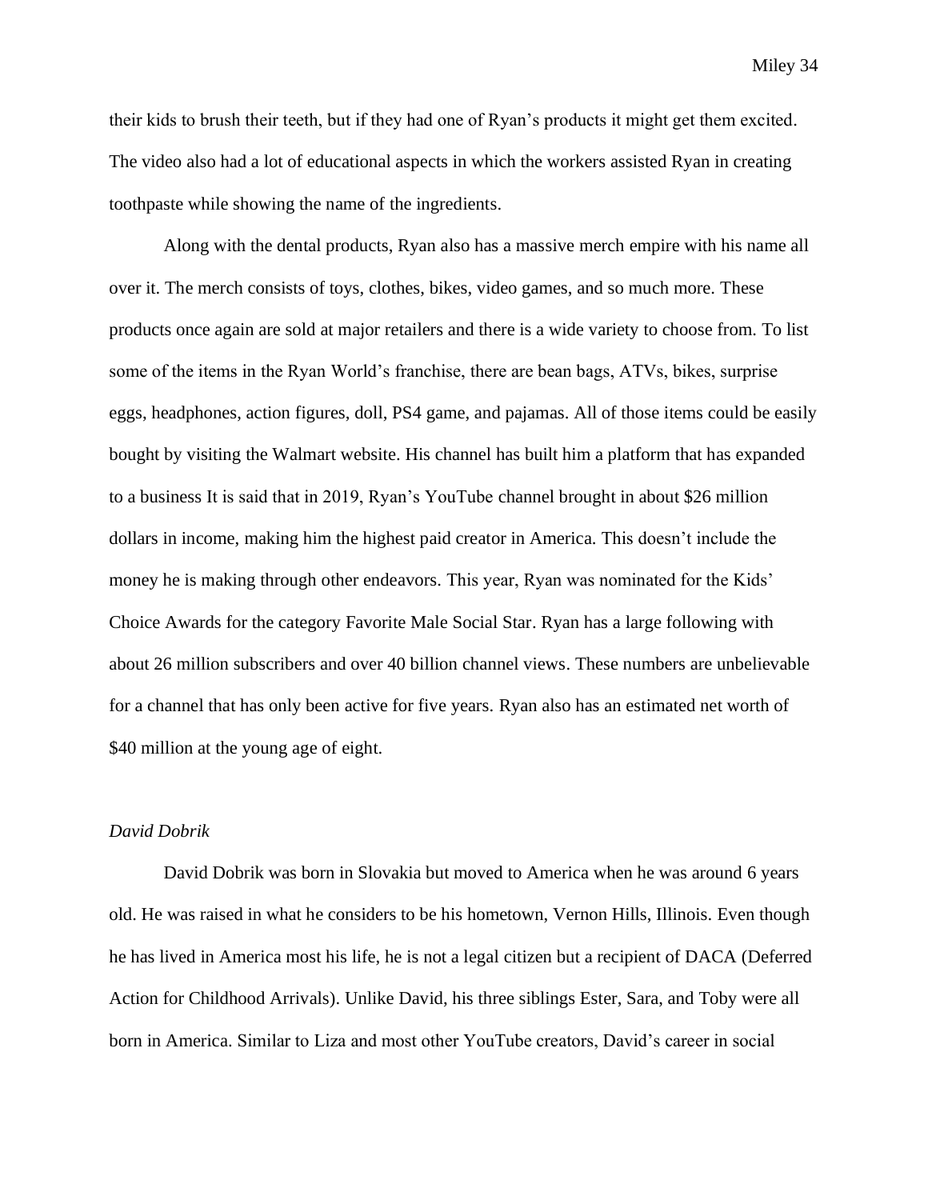their kids to brush their teeth, but if they had one of Ryan's products it might get them excited. The video also had a lot of educational aspects in which the workers assisted Ryan in creating toothpaste while showing the name of the ingredients.

Along with the dental products, Ryan also has a massive merch empire with his name all over it. The merch consists of toys, clothes, bikes, video games, and so much more. These products once again are sold at major retailers and there is a wide variety to choose from. To list some of the items in the Ryan World's franchise, there are bean bags, ATVs, bikes, surprise eggs, headphones, action figures, doll, PS4 game, and pajamas. All of those items could be easily bought by visiting the Walmart website. His channel has built him a platform that has expanded to a business It is said that in 2019, Ryan's YouTube channel brought in about $26 million dollars in income, making him the highest paid creator in America. This doesn't include the money he is making through other endeavors. This year, Ryan was nominated for the Kids' Choice Awards for the category Favorite Male Social Star. Ryan has a large following with about 26 million subscribers and over 40 billion channel views. These numbers are unbelievable for a channel that has only been active for five years. Ryan also has an estimated net worth of $40 million at the young age of eight.

*David Dobrik*

David Dobrik was born in Slovakia but moved to America when he was around 6 years old. He was raised in what he considers to be his hometown, Vernon Hills, Illinois. Even though he has lived in America most his life, he is not a legal citizen but a recipient of DACA (Deferred Action for Childhood Arrivals). Unlike David, his three siblings Ester, Sara, and Toby were all born in America. Similar to Liza and most other YouTube creators, David's career in social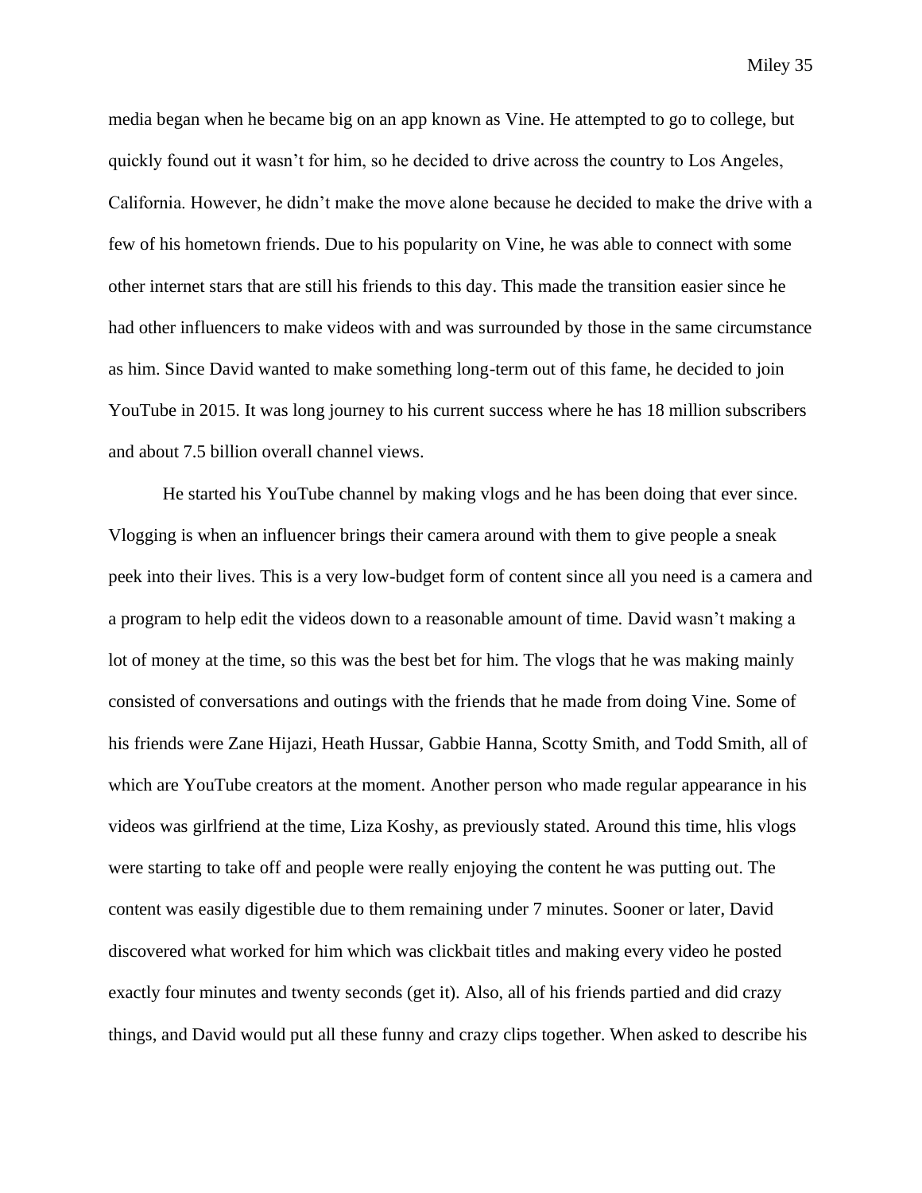media began when he became big on an app known as Vine. He attempted to go to college, but quickly found out it wasn't for him, so he decided to drive across the country to Los Angeles, California. However, he didn't make the move alone because he decided to make the drive with a few of his hometown friends. Due to his popularity on Vine, he was able to connect with some other internet stars that are still his friends to this day. This made the transition easier since he had other influencers to make videos with and was surrounded by those in the same circumstance as him. Since David wanted to make something long-term out of this fame, he decided to join YouTube in 2015. It was long journey to his current success where he has 18 million subscribers and about 7.5 billion overall channel views.

He started his YouTube channel by making vlogs and he has been doing that ever since. Vlogging is when an influencer brings their camera around with them to give people a sneak peek into their lives. This is a very low-budget form of content since all you need is a camera and a program to help edit the videos down to a reasonable amount of time. David wasn't making a lot of money at the time, so this was the best bet for him. The vlogs that he was making mainly consisted of conversations and outings with the friends that he made from doing Vine. Some of his friends were Zane Hijazi, Heath Hussar, Gabbie Hanna, Scotty Smith, and Todd Smith, all of which are YouTube creators at the moment. Another person who made regular appearance in his videos was girlfriend at the time, Liza Koshy, as previously stated. Around this time, hlis vlogs were starting to take off and people were really enjoying the content he was putting out. The content was easily digestible due to them remaining under 7 minutes. Sooner or later, David discovered what worked for him which was clickbait titles and making every video he posted exactly four minutes and twenty seconds (get it). Also, all of his friends partied and did crazy things, and David would put all these funny and crazy clips together. When asked to describe his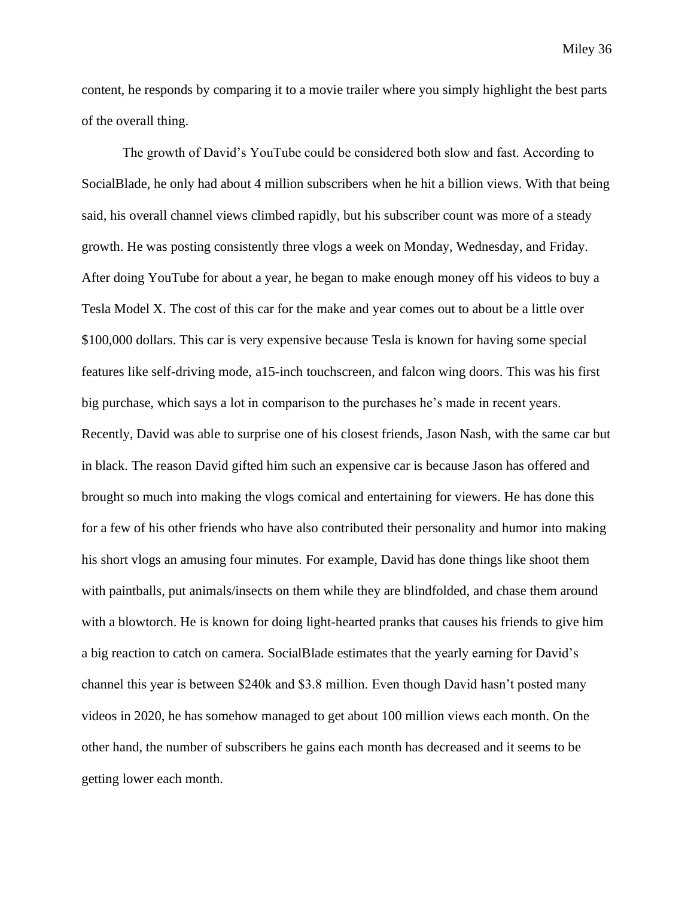content, he responds by comparing it to a movie trailer where you simply highlight the best parts of the overall thing.

The growth of David's YouTube could be considered both slow and fast. According to SocialBlade, he only had about 4 million subscribers when he hit a billion views. With that being said, his overall channel views climbed rapidly, but his subscriber count was more of a steady growth. He was posting consistently three vlogs a week on Monday, Wednesday, and Friday. After doing YouTube for about a year, he began to make enough money off his videos to buy a Tesla Model X. The cost of this car for the make and year comes out to about be a little over $100,000 dollars. This car is very expensive because Tesla is known for having some special features like self-driving mode, a15-inch touchscreen, and falcon wing doors. This was his first big purchase, which says a lot in comparison to the purchases he's made in recent years. Recently, David was able to surprise one of his closest friends, Jason Nash, with the same car but in black. The reason David gifted him such an expensive car is because Jason has offered and brought so much into making the vlogs comical and entertaining for viewers. He has done this for a few of his other friends who have also contributed their personality and humor into making his short vlogs an amusing four minutes. For example, David has done things like shoot them with paintballs, put animals/insects on them while they are blindfolded, and chase them around with a blowtorch. He is known for doing light-hearted pranks that causes his friends to give him a big reaction to catch on camera. SocialBlade estimates that the yearly earning for David's channel this year is between $240k and $3.8 million. Even though David hasn't posted many videos in 2020, he has somehow managed to get about 100 million views each month. On the other hand, the number of subscribers he gains each month has decreased and it seems to be getting lower each month.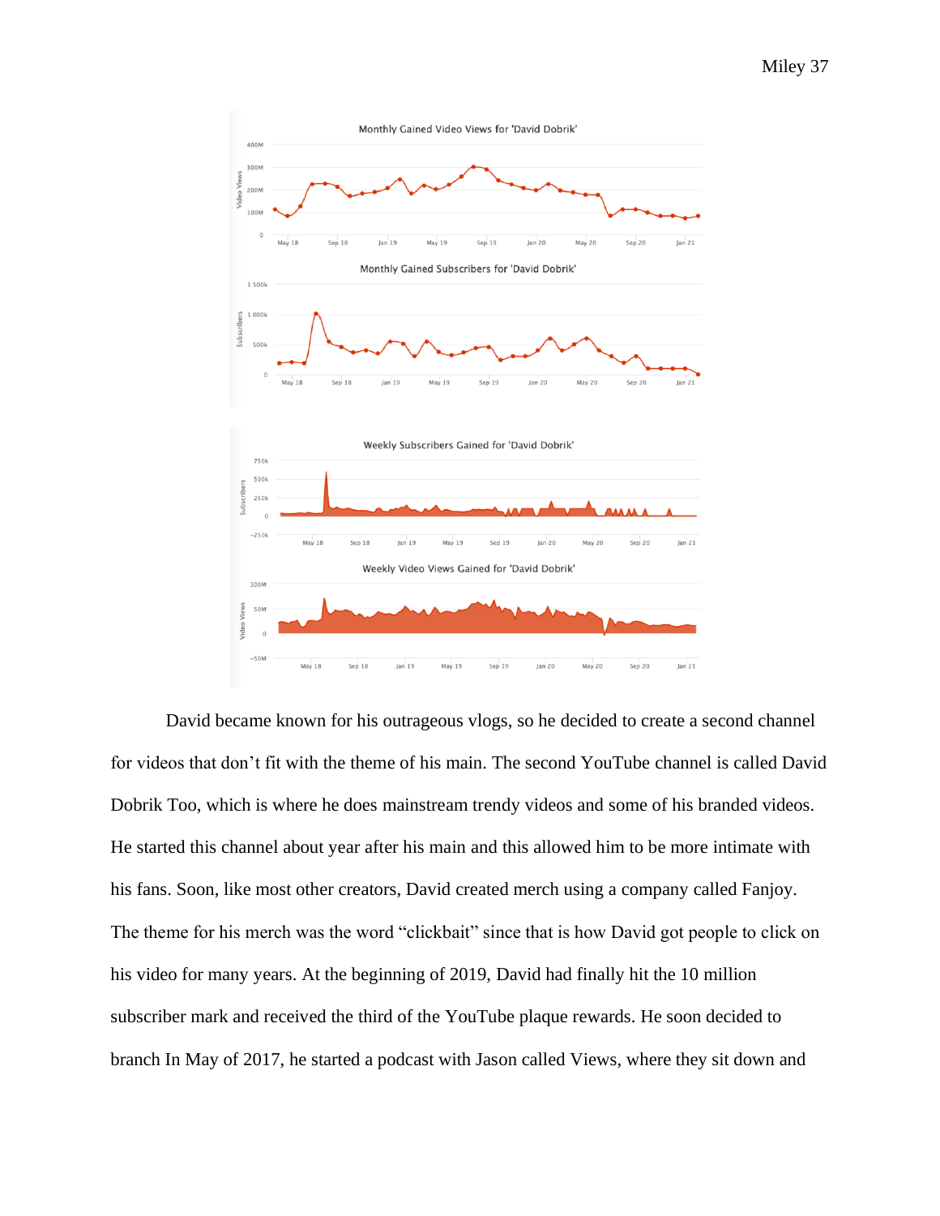David became known for his outrageous vlogs, so he decided to create a second channel for videos that don't fit with the theme of his main. The second YouTube channel is called David Dobrik Too, which is where he does mainstream trendy videos and some of his branded videos. He started this channel about year after his main and this allowed him to be more intimate with his fans. Soon, like most other creators, David created merch using a company called Fanjoy. The theme for his merch was the word "clickbait" since that is how David got people to click on his video for many years. At the beginning of 2019, David had finally hit the 10 million subscriber mark and received the third of the YouTube plaque rewards. He soon decided to branch In May of 2017, he started a podcast with Jason called Views, where they sit down and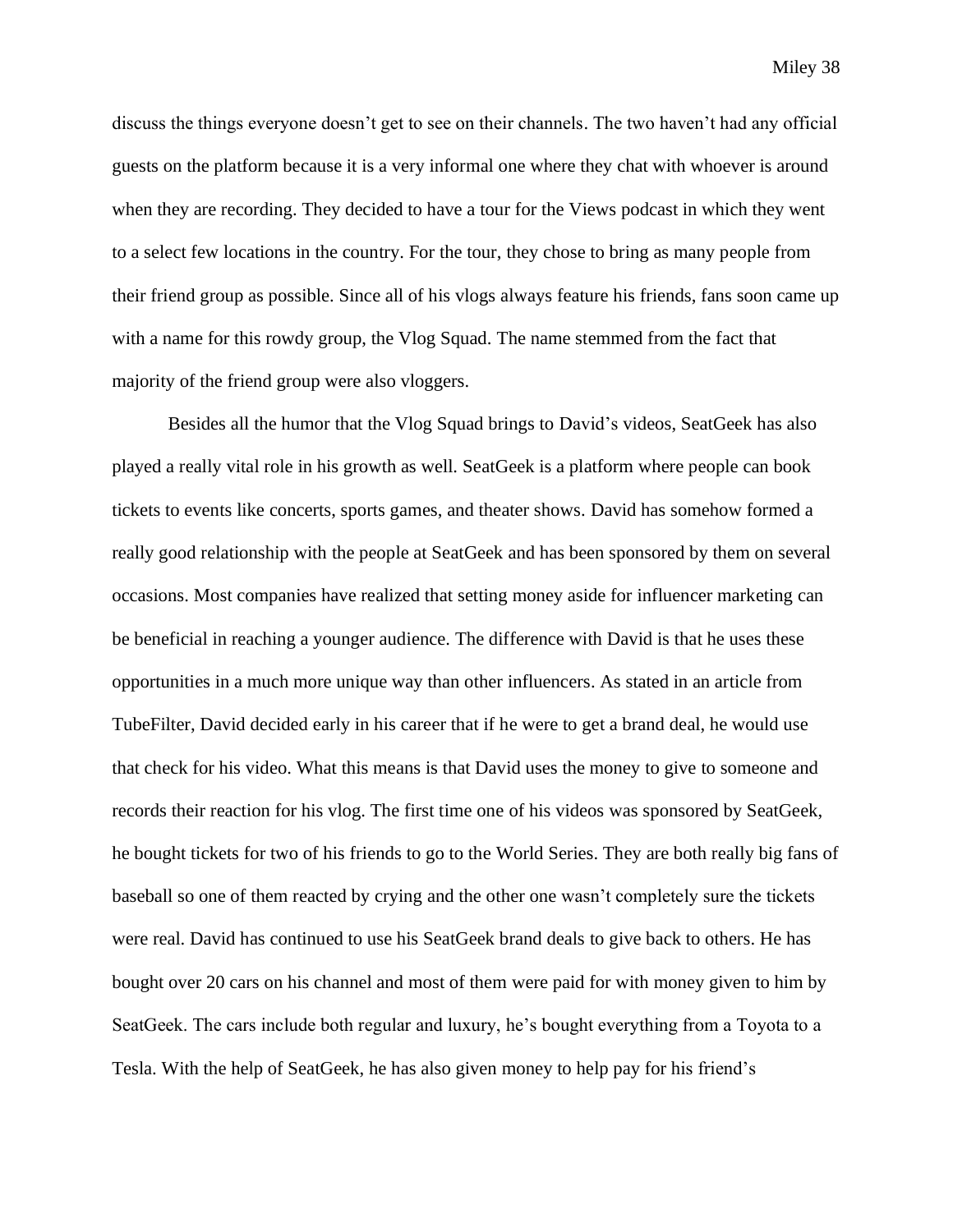discuss the things everyone doesn't get to see on their channels. The two haven't had any official guests on the platform because it is a very informal one where they chat with whoever is around when they are recording. They decided to have a tour for the Views podcast in which they went to a select few locations in the country. For the tour, they chose to bring as many people from their friend group as possible. Since all of his vlogs always feature his friends, fans soon came up with a name for this rowdy group, the Vlog Squad. The name stemmed from the fact that majority of the friend group were also vloggers.

Besides all the humor that the Vlog Squad brings to David's videos, SeatGeek has also played a really vital role in his growth as well. SeatGeek is a platform where people can book tickets to events like concerts, sports games, and theater shows. David has somehow formed a really good relationship with the people at SeatGeek and has been sponsored by them on several occasions. Most companies have realized that setting money aside for influencer marketing can be beneficial in reaching a younger audience. The difference with David is that he uses these opportunities in a much more unique way than other influencers. As stated in an article from TubeFilter, David decided early in his career that if he were to get a brand deal, he would use that check for his video. What this means is that David uses the money to give to someone and records their reaction for his vlog. The first time one of his videos was sponsored by SeatGeek, he bought tickets for two of his friends to go to the World Series. They are both really big fans of baseball so one of them reacted by crying and the other one wasn't completely sure the tickets were real. David has continued to use his SeatGeek brand deals to give back to others. He has bought over 20 cars on his channel and most of them were paid for with money given to him by SeatGeek. The cars include both regular and luxury, he's bought everything from a Toyota to a Tesla. With the help of SeatGeek, he has also given money to help pay for his friend's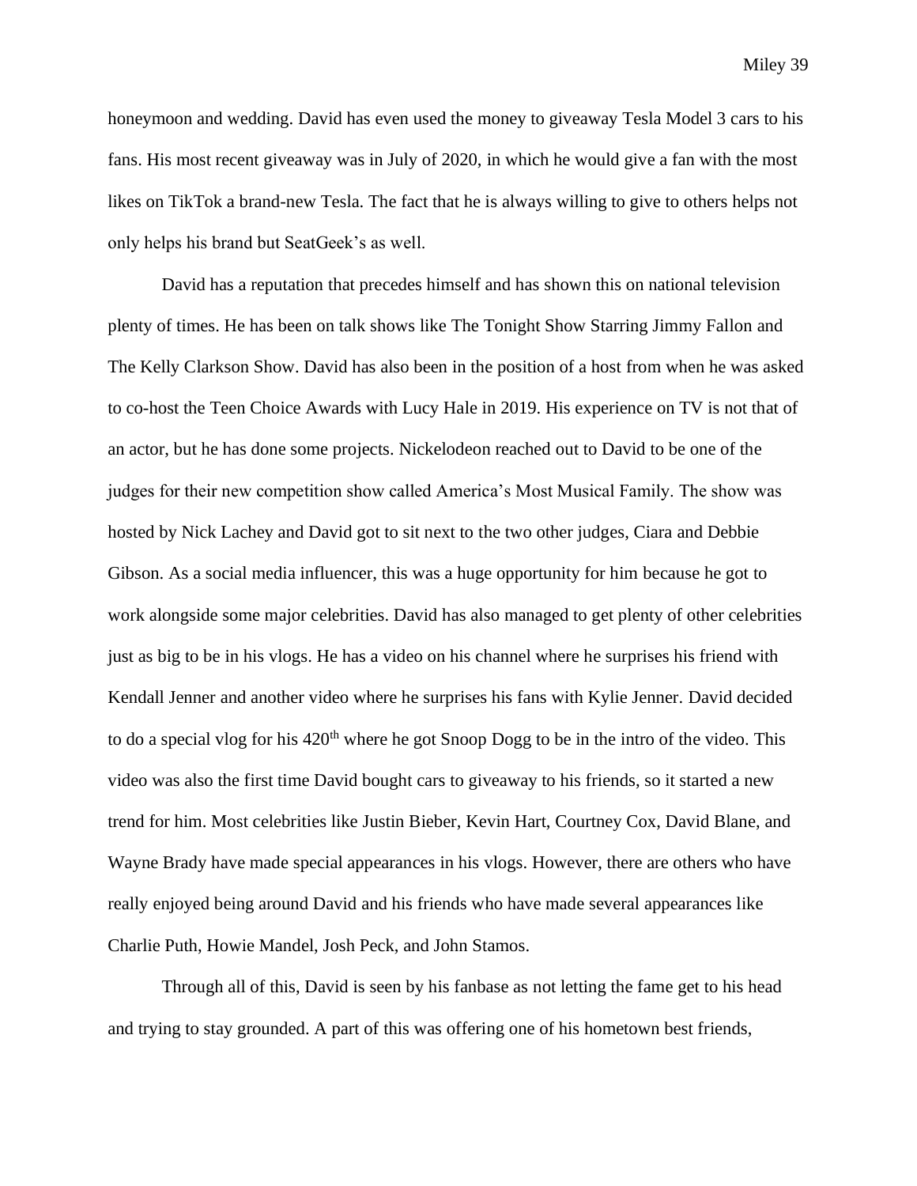honeymoon and wedding. David has even used the money to giveaway Tesla Model 3 cars to his fans. His most recent giveaway was in July of 2020, in which he would give a fan with the most likes on TikTok a brand-new Tesla. The fact that he is always willing to give to others helps not only helps his brand but SeatGeek's as well.

David has a reputation that precedes himself and has shown this on national television plenty of times. He has been on talk shows like The Tonight Show Starring Jimmy Fallon and The Kelly Clarkson Show. David has also been in the position of a host from when he was asked to co-host the Teen Choice Awards with Lucy Hale in 2019. His experience on TV is not that of an actor, but he has done some projects. Nickelodeon reached out to David to be one of the judges for their new competition show called America's Most Musical Family. The show was hosted by Nick Lachey and David got to sit next to the two other judges, Ciara and Debbie Gibson. As a social media influencer, this was a huge opportunity for him because he got to work alongside some major celebrities. David has also managed to get plenty of other celebrities just as big to be in his vlogs. He has a video on his channel where he surprises his friend with Kendall Jenner and another video where he surprises his fans with Kylie Jenner. David decided to do a special vlog for his 420th where he got Snoop Dogg to be in the intro of the video. This video was also the first time David bought cars to giveaway to his friends, so it started a new trend for him. Most celebrities like Justin Bieber, Kevin Hart, Courtney Cox, David Blane, and Wayne Brady have made special appearances in his vlogs. However, there are others who have really enjoyed being around David and his friends who have made several appearances like Charlie Puth, Howie Mandel, Josh Peck, and John Stamos.

Through all of this, David is seen by his fanbase as not letting the fame get to his head and trying to stay grounded. A part of this was offering one of his hometown best friends,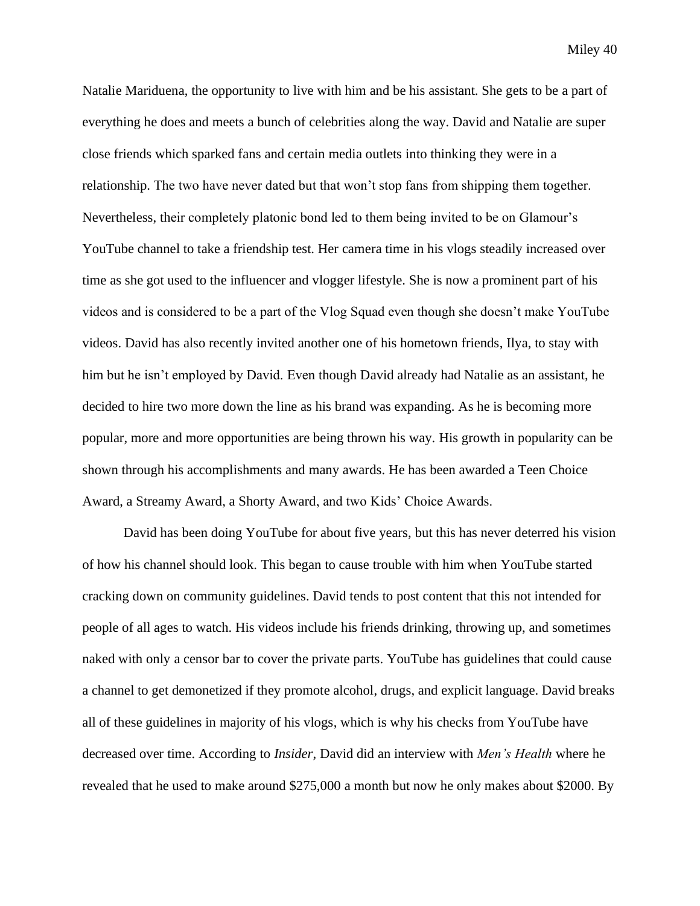Natalie Mariduena, the opportunity to live with him and be his assistant. She gets to be a part of everything he does and meets a bunch of celebrities along the way. David and Natalie are super close friends which sparked fans and certain media outlets into thinking they were in a relationship. The two have never dated but that won't stop fans from shipping them together. Nevertheless, their completely platonic bond led to them being invited to be on Glamour's YouTube channel to take a friendship test. Her camera time in his vlogs steadily increased over time as she got used to the influencer and vlogger lifestyle. She is now a prominent part of his videos and is considered to be a part of the Vlog Squad even though she doesn't make YouTube videos. David has also recently invited another one of his hometown friends, Ilya, to stay with him but he isn't employed by David. Even though David already had Natalie as an assistant, he decided to hire two more down the line as his brand was expanding. As he is becoming more popular, more and more opportunities are being thrown his way. His growth in popularity can be shown through his accomplishments and many awards. He has been awarded a Teen Choice Award, a Streamy Award, a Shorty Award, and two Kids' Choice Awards.

David has been doing YouTube for about five years, but this has never deterred his vision of how his channel should look. This began to cause trouble with him when YouTube started cracking down on community guidelines. David tends to post content that this not intended for people of all ages to watch. His videos include his friends drinking, throwing up, and sometimes naked with only a censor bar to cover the private parts. YouTube has guidelines that could cause a channel to get demonetized if they promote alcohol, drugs, and explicit language. David breaks all of these guidelines in majority of his vlogs, which is why his checks from YouTube have decreased over time. According to *Insider*, David did an interview with *Men's Health* where he revealed that he used to make around $275,000 a month but now he only makes about $2000. By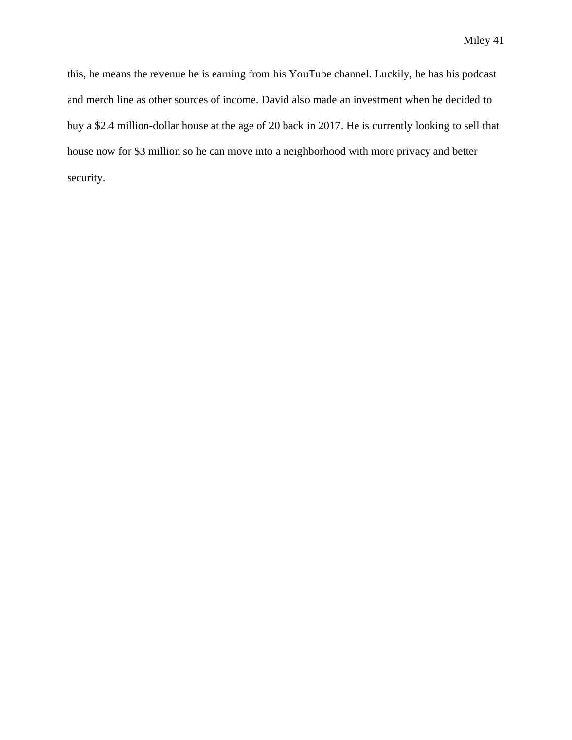this, he means the revenue he is earning from his YouTube channel. Luckily, he has his podcast and merch line as other sources of income. David also made an investment when he decided to buy a $2.4 million-dollar house at the age of 20 back in 2017. He is currently looking to sell that house now for $3 million so he can move into a neighborhood with more privacy and better security.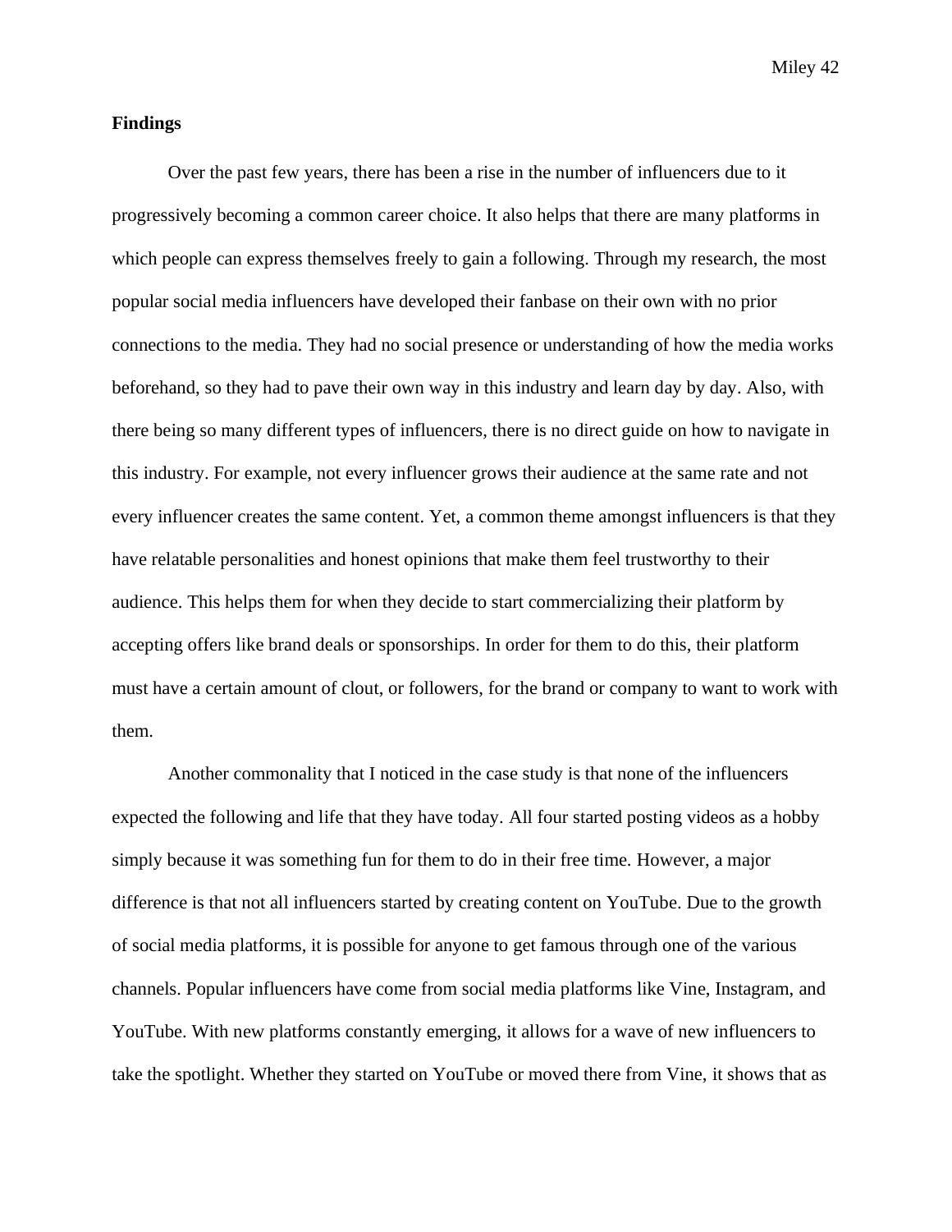**Findings**

Over the past few years, there has been a rise in the number of influencers due to it progressively becoming a common career choice. It also helps that there are many platforms in which people can express themselves freely to gain a following. Through my research, the most popular social media influencers have developed their fanbase on their own with no prior connections to the media. They had no social presence or understanding of how the media works beforehand, so they had to pave their own way in this industry and learn day by day. Also, with there being so many different types of influencers, there is no direct guide on how to navigate in this industry. For example, not every influencer grows their audience at the same rate and not every influencer creates the same content. Yet, a common theme amongst influencers is that they have relatable personalities and honest opinions that make them feel trustworthy to their audience. This helps them for when they decide to start commercializing their platform by accepting offers like brand deals or sponsorships. In order for them to do this, their platform must have a certain amount of clout, or followers, for the brand or company to want to work with them.

Another commonality that I noticed in the case study is that none of the influencers expected the following and life that they have today. All four started posting videos as a hobby simply because it was something fun for them to do in their free time. However, a major difference is that not all influencers started by creating content on YouTube. Due to the growth of social media platforms, it is possible for anyone to get famous through one of the various channels. Popular influencers have come from social media platforms like Vine, Instagram, and YouTube. With new platforms constantly emerging, it allows for a wave of new influencers to take the spotlight. Whether they started on YouTube or moved there from Vine, it shows that as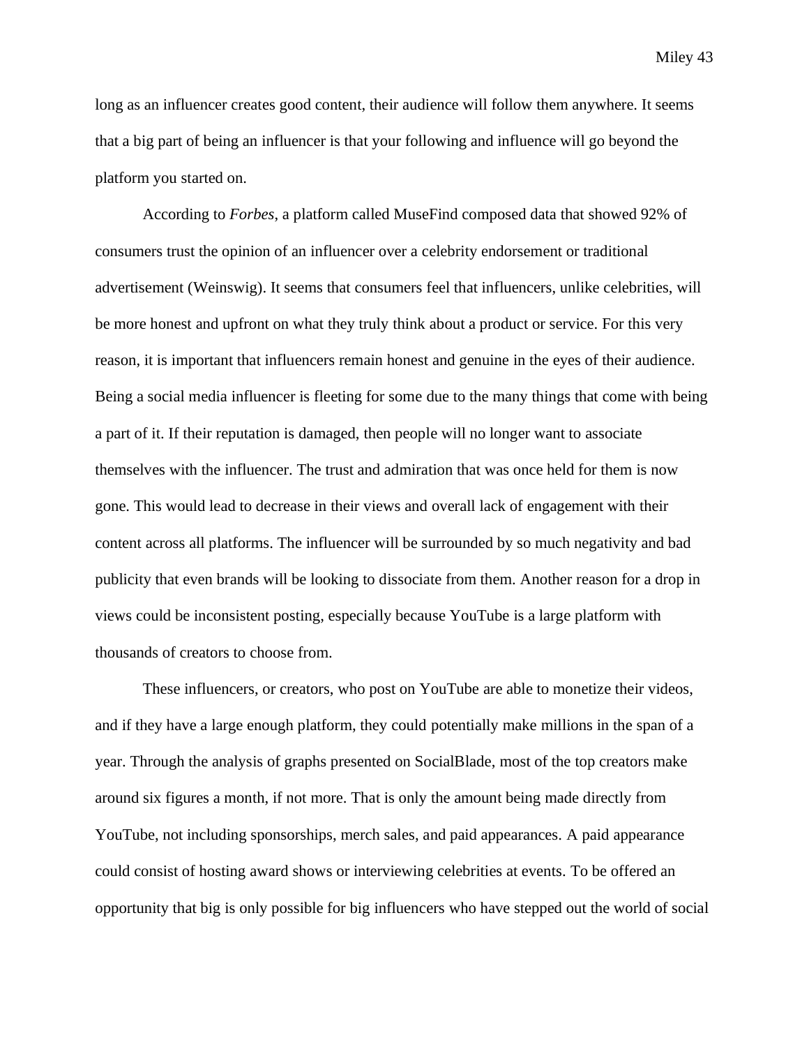long as an influencer creates good content, their audience will follow them anywhere. It seems that a big part of being an influencer is that your following and influence will go beyond the platform you started on.

According to *Forbes*, a platform called MuseFind composed data that showed 92% of consumers trust the opinion of an influencer over a celebrity endorsement or traditional advertisement (Weinswig). It seems that consumers feel that influencers, unlike celebrities, will be more honest and upfront on what they truly think about a product or service. For this very reason, it is important that influencers remain honest and genuine in the eyes of their audience. Being a social media influencer is fleeting for some due to the many things that come with being a part of it. If their reputation is damaged, then people will no longer want to associate themselves with the influencer. The trust and admiration that was once held for them is now gone. This would lead to decrease in their views and overall lack of engagement with their content across all platforms. The influencer will be surrounded by so much negativity and bad publicity that even brands will be looking to dissociate from them. Another reason for a drop in views could be inconsistent posting, especially because YouTube is a large platform with thousands of creators to choose from.

These influencers, or creators, who post on YouTube are able to monetize their videos, and if they have a large enough platform, they could potentially make millions in the span of a year. Through the analysis of graphs presented on SocialBlade, most of the top creators make around six figures a month, if not more. That is only the amount being made directly from YouTube, not including sponsorships, merch sales, and paid appearances. A paid appearance could consist of hosting award shows or interviewing celebrities at events. To be offered an opportunity that big is only possible for big influencers who have stepped out the world of social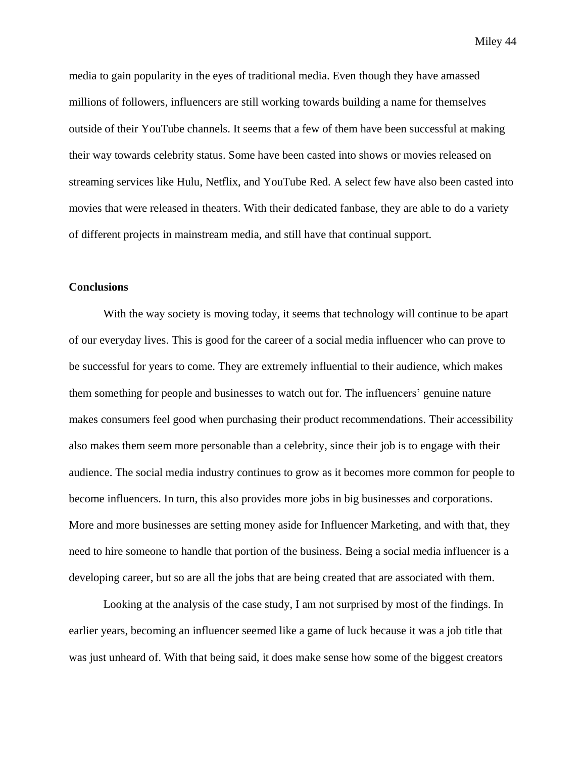media to gain popularity in the eyes of traditional media. Even though they have amassed millions of followers, influencers are still working towards building a name for themselves outside of their YouTube channels. It seems that a few of them have been successful at making their way towards celebrity status. Some have been casted into shows or movies released on streaming services like Hulu, Netflix, and YouTube Red. A select few have also been casted into movies that were released in theaters. With their dedicated fanbase, they are able to do a variety of different projects in mainstream media, and still have that continual support.

**Conclusions**

With the way society is moving today, it seems that technology will continue to be apart of our everyday lives. This is good for the career of a social media influencer who can prove to be successful for years to come. They are extremely influential to their audience, which makes them something for people and businesses to watch out for. The influencers' genuine nature makes consumers feel good when purchasing their product recommendations. Their accessibility also makes them seem more personable than a celebrity, since their job is to engage with their audience. The social media industry continues to grow as it becomes more common for people to become influencers. In turn, this also provides more jobs in big businesses and corporations. More and more businesses are setting money aside for Influencer Marketing, and with that, they need to hire someone to handle that portion of the business. Being a social media influencer is a developing career, but so are all the jobs that are being created that are associated with them.

Looking at the analysis of the case study, I am not surprised by most of the findings. In earlier years, becoming an influencer seemed like a game of luck because it was a job title that was just unheard of. With that being said, it does make sense how some of the biggest creators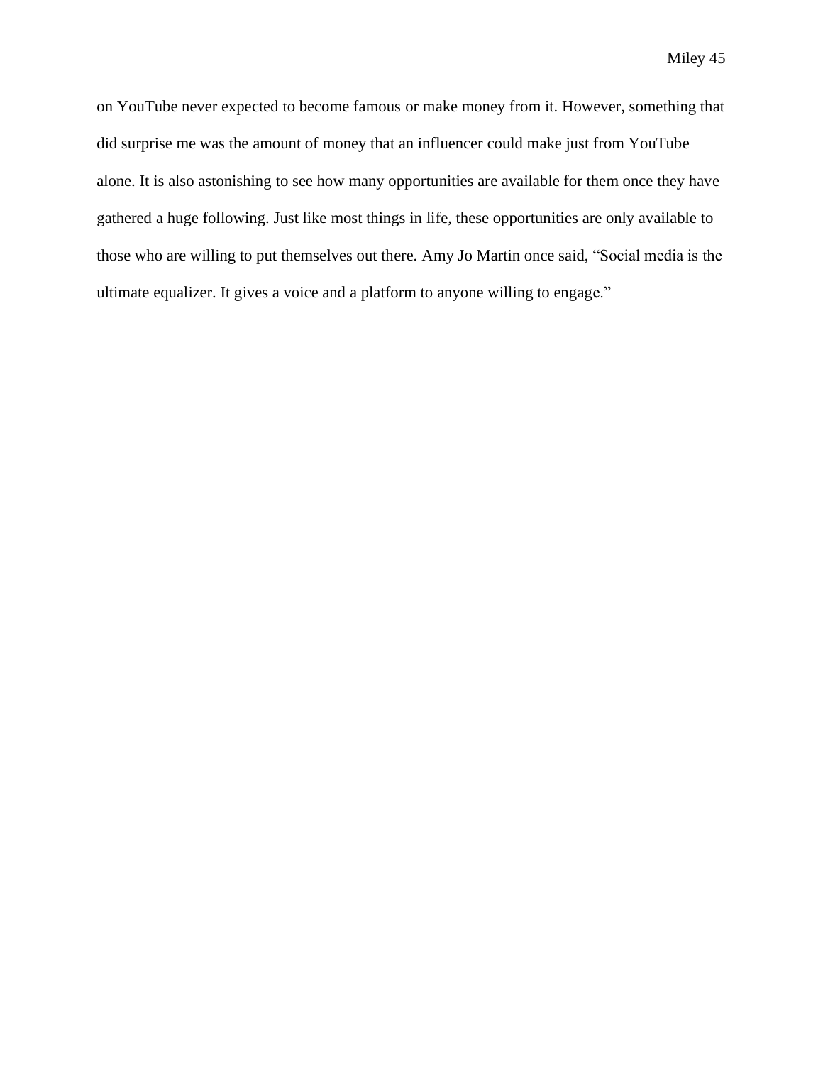on YouTube never expected to become famous or make money from it. However, something that did surprise me was the amount of money that an influencer could make just from YouTube alone. It is also astonishing to see how many opportunities are available for them once they have gathered a huge following. Just like most things in life, these opportunities are only available to those who are willing to put themselves out there. Amy Jo Martin once said, "Social media is the ultimate equalizer. It gives a voice and a platform to anyone willing to engage."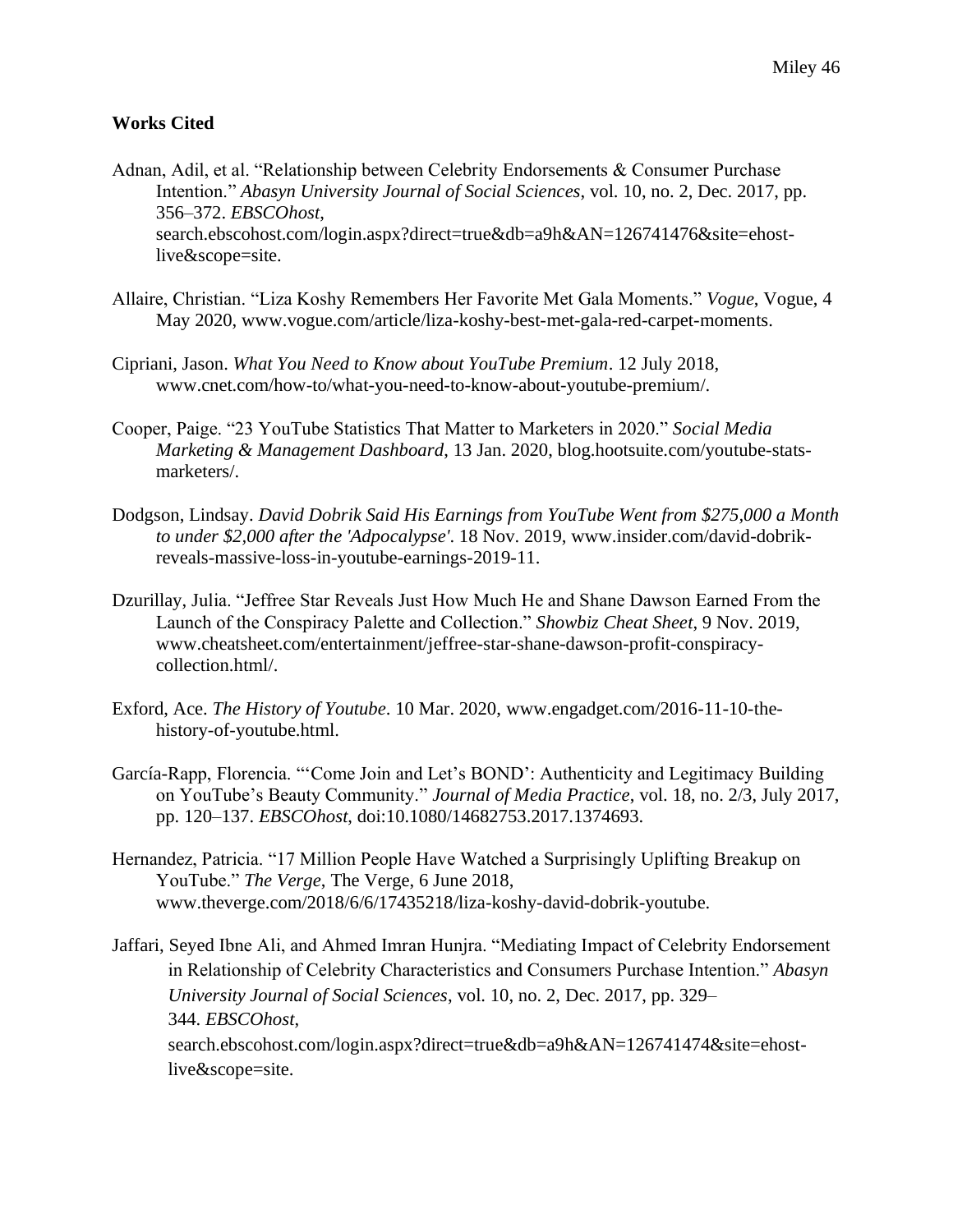**Works Cited**

Adnan, Adil, et al. "Relationship between Celebrity Endorsements & Consumer Purchase Intention." *Abasyn University Journal of Social Sciences*, vol. 10, no. 2, Dec. 2017, pp. 356–372. *EBSCOhost*, search.ebscohost.com/login.aspx?direct=true&db=a9h&AN=126741476&site=ehost-live&scope=site.

Allaire, Christian. "Liza Koshy Remembers Her Favorite Met Gala Moments." *Vogue*, Vogue, 4 May 2020, www.vogue.com/article/liza-koshy-best-met-gala-red-carpet-moments.

Cipriani, Jason. *What You Need to Know about YouTube Premium*. 12 July 2018, www.cnet.com/how-to/what-you-need-to-know-about-youtube-premium/.

Cooper, Paige. "23 YouTube Statistics That Matter to Marketers in 2020." *Social Media Marketing & Management Dashboard*, 13 Jan. 2020, blog.hootsuite.com/youtube-stats-marketers/.

Dodgson, Lindsay. *David Dobrik Said His Earnings from YouTube Went from $275,000 a Month to under $2,000 after the 'Adpocalypse'*. 18 Nov. 2019, www.insider.com/david-dobrik-reveals-massive-loss-in-youtube-earnings-2019-11.

Dzurillay, Julia. "Jeffree Star Reveals Just How Much He and Shane Dawson Earned From the Launch of the Conspiracy Palette and Collection." *Showbiz Cheat Sheet*, 9 Nov. 2019, www.cheatsheet.com/entertainment/jeffree-star-shane-dawson-profit-conspiracy-collection.html/.

Exford, Ace. *The History of Youtube*. 10 Mar. 2020, www.engadget.com/2016-11-10-the-history-of-youtube.html.

García-Rapp, Florencia. "'Come Join and Let's BOND': Authenticity and Legitimacy Building on YouTube's Beauty Community." *Journal of Media Practice*, vol. 18, no. 2/3, July 2017, pp. 120–137. *EBSCOhost*, doi:10.1080/14682753.2017.1374693.

Hernandez, Patricia. "17 Million People Have Watched a Surprisingly Uplifting Breakup on YouTube." *The Verge*, The Verge, 6 June 2018, www.theverge.com/2018/6/6/17435218/liza-koshy-david-dobrik-youtube.

Jaffari, Seyed Ibne Ali, and Ahmed Imran Hunjra. "Mediating Impact of Celebrity Endorsement in Relationship of Celebrity Characteristics and Consumers Purchase Intention." *Abasyn University Journal of Social Sciences*, vol. 10, no. 2, Dec. 2017, pp. 329–344. *EBSCOhost*, search.ebscohost.com/login.aspx?direct=true&db=a9h&AN=126741474&site=ehost-live&scope=site.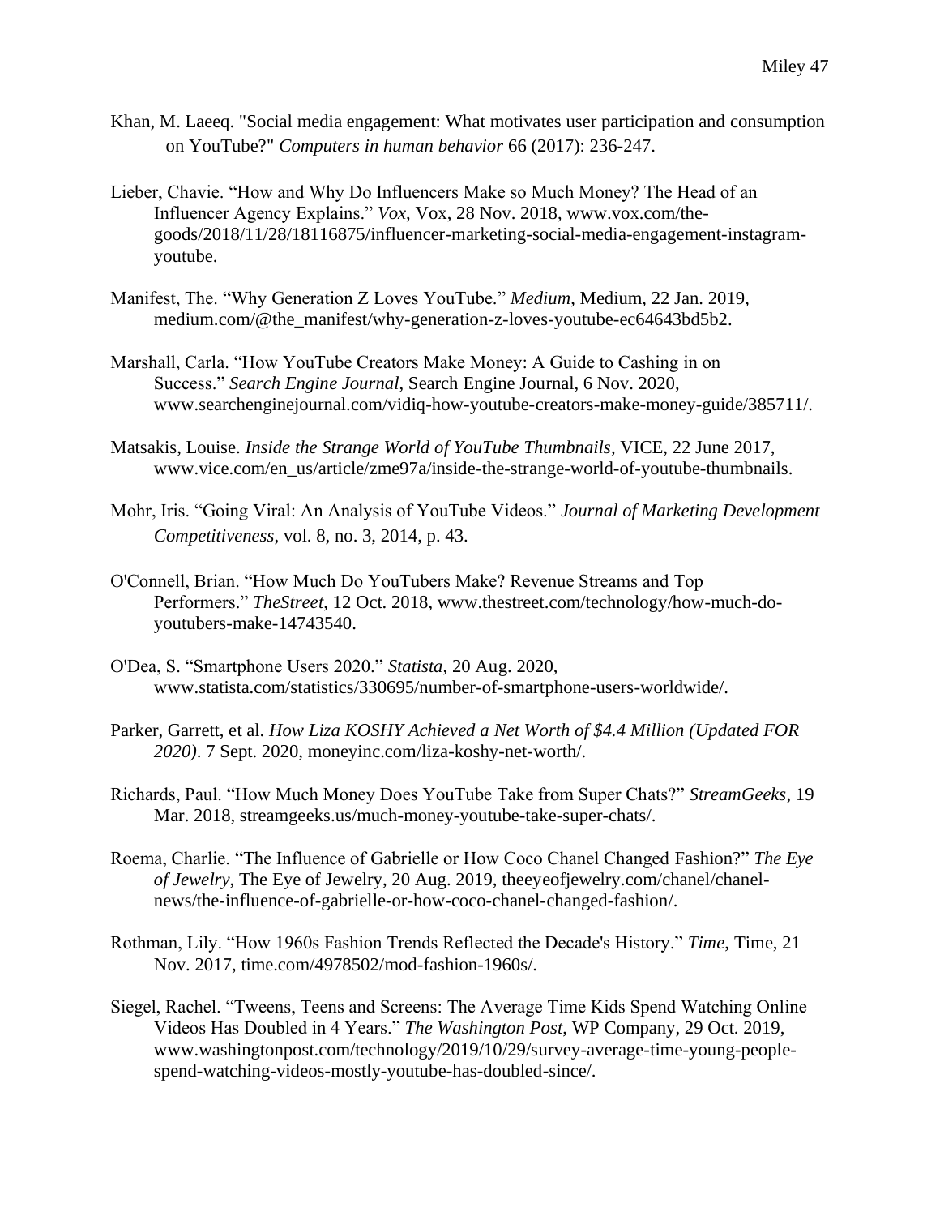Khan, M. Laeeq. "Social media engagement: What motivates user participation and consumption on YouTube?" *Computers in human behavior* 66 (2017): 236-247.

Lieber, Chavie. "How and Why Do Influencers Make so Much Money? The Head of an Influencer Agency Explains." *Vox*, Vox, 28 Nov. 2018, www.vox.com/the-goods/2018/11/28/18116875/influencer-marketing-social-media-engagement-instagram-youtube.

Manifest, The. "Why Generation Z Loves YouTube." *Medium*, Medium, 22 Jan. 2019, medium.com/@the_manifest/why-generation-z-loves-youtube-ec64643bd5b2.

Marshall, Carla. "How YouTube Creators Make Money: A Guide to Cashing in on Success." *Search Engine Journal*, Search Engine Journal, 6 Nov. 2020, www.searchenginejournal.com/vidiq-how-youtube-creators-make-money-guide/385711/.

Matsakis, Louise. *Inside the Strange World of YouTube Thumbnails*, VICE, 22 June 2017, www.vice.com/en_us/article/zme97a/inside-the-strange-world-of-youtube-thumbnails.

Mohr, Iris. "Going Viral: An Analysis of YouTube Videos." *Journal of Marketing Development Competitiveness*, vol. 8, no. 3, 2014, p. 43.

O'Connell, Brian. "How Much Do YouTubers Make? Revenue Streams and Top Performers." *TheStreet*, 12 Oct. 2018, www.thestreet.com/technology/how-much-do-youtubers-make-14743540.

O'Dea, S. "Smartphone Users 2020." *Statista*, 20 Aug. 2020, www.statista.com/statistics/330695/number-of-smartphone-users-worldwide/.

Parker, Garrett, et al. *How Liza KOSHY Achieved a Net Worth of $4.4 Million (Updated FOR 2020)*. 7 Sept. 2020, moneyinc.com/liza-koshy-net-worth/.

Richards, Paul. "How Much Money Does YouTube Take from Super Chats?" *StreamGeeks*, 19 Mar. 2018, streamgeeks.us/much-money-youtube-take-super-chats/.

Roema, Charlie. "The Influence of Gabrielle or How Coco Chanel Changed Fashion?" *The Eye of Jewelry*, The Eye of Jewelry, 20 Aug. 2019, theeyeofjewelry.com/chanel/chanel-news/the-influence-of-gabrielle-or-how-coco-chanel-changed-fashion/.

Rothman, Lily. "How 1960s Fashion Trends Reflected the Decade's History." *Time*, Time, 21 Nov. 2017, time.com/4978502/mod-fashion-1960s/.

Siegel, Rachel. "Tweens, Teens and Screens: The Average Time Kids Spend Watching Online Videos Has Doubled in 4 Years." *The Washington Post*, WP Company, 29 Oct. 2019, www.washingtonpost.com/technology/2019/10/29/survey-average-time-young-people-spend-watching-videos-mostly-youtube-has-doubled-since/.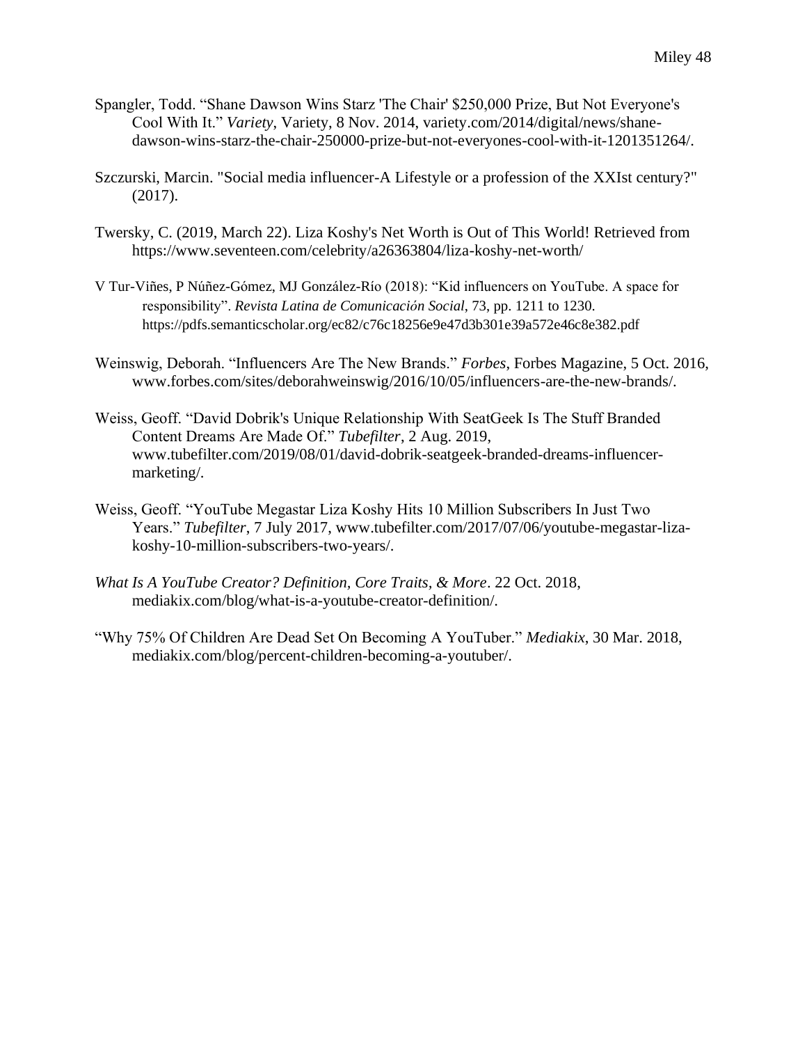Spangler, Todd. "Shane Dawson Wins Starz 'The Chair' $250,000 Prize, But Not Everyone's Cool With It." *Variety*, Variety, 8 Nov. 2014, variety.com/2014/digital/news/shane-dawson-wins-starz-the-chair-250000-prize-but-not-everyones-cool-with-it-1201351264/.

Szczurski, Marcin. "Social media influencer-A Lifestyle or a profession of the XXIst century?" (2017).

Twersky, C. (2019, March 22). Liza Koshy's Net Worth is Out of This World! Retrieved from https://www.seventeen.com/celebrity/a26363804/liza-koshy-net-worth/

V Tur-Viñes, P Núñez-Gómez, MJ González-Río (2018): "Kid influencers on YouTube. A space for responsibility". *Revista Latina de Comunicación Social*, 73, pp. 1211 to 1230. https://pdfs.semanticscholar.org/ec82/c76c18256e9e47d3b301e39a572e46c8e382.pdf

Weinswig, Deborah. "Influencers Are The New Brands." *Forbes*, Forbes Magazine, 5 Oct. 2016, www.forbes.com/sites/deborahweinswig/2016/10/05/influencers-are-the-new-brands/.

Weiss, Geoff. "David Dobrik's Unique Relationship With SeatGeek Is The Stuff Branded Content Dreams Are Made Of." *Tubefilter*, 2 Aug. 2019, www.tubefilter.com/2019/08/01/david-dobrik-seatgeek-branded-dreams-influencer-marketing/.

Weiss, Geoff. "YouTube Megastar Liza Koshy Hits 10 Million Subscribers In Just Two Years." *Tubefilter*, 7 July 2017, www.tubefilter.com/2017/07/06/youtube-megastar-liza-koshy-10-million-subscribers-two-years/.

*What Is A YouTube Creator? Definition, Core Traits, & More*. 22 Oct. 2018, mediakix.com/blog/what-is-a-youtube-creator-definition/.

"Why 75% Of Children Are Dead Set On Becoming A YouTuber." *Mediakix*, 30 Mar. 2018, mediakix.com/blog/percent-children-becoming-a-youtuber/.